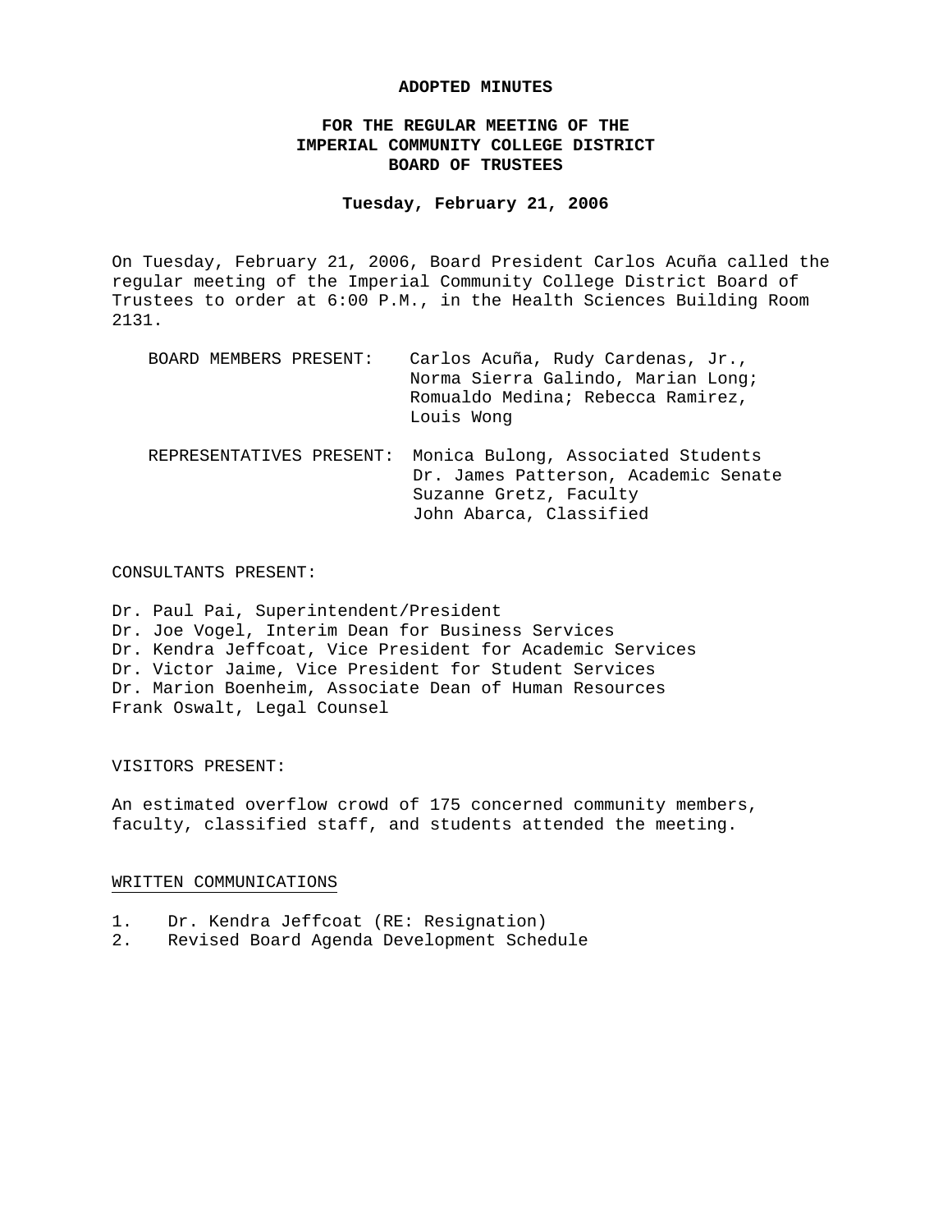**ADOPTED MINUTES**

**FOR THE REGULAR MEETING OF THE IMPERIAL COMMUNITY COLLEGE DISTRICT BOARD OF TRUSTEES**

**Tuesday, February 21, 2006**

On Tuesday, February 21, 2006, Board President Carlos Acuña called the regular meeting of the Imperial Community College District Board of Trustees to order at 6:00 P.M., in the Health Sciences Building Room 2131.

BOARD MEMBERS PRESENT: Carlos Acuña, Rudy Cardenas, Jr., Norma Sierra Galindo, Marian Long; Romualdo Medina; Rebecca Ramirez, Louis Wong

REPRESENTATIVES PRESENT: Monica Bulong, Associated Students
Dr. James Patterson, Academic Senate
Suzanne Gretz, Faculty
John Abarca, Classified

CONSULTANTS PRESENT:

Dr. Paul Pai, Superintendent/President
Dr. Joe Vogel, Interim Dean for Business Services
Dr. Kendra Jeffcoat, Vice President for Academic Services
Dr. Victor Jaime, Vice President for Student Services
Dr. Marion Boenheim, Associate Dean of Human Resources
Frank Oswalt, Legal Counsel

VISITORS PRESENT:

An estimated overflow crowd of 175 concerned community members, faculty, classified staff, and students attended the meeting.

WRITTEN COMMUNICATIONS

1. Dr. Kendra Jeffcoat (RE: Resignation)
2. Revised Board Agenda Development Schedule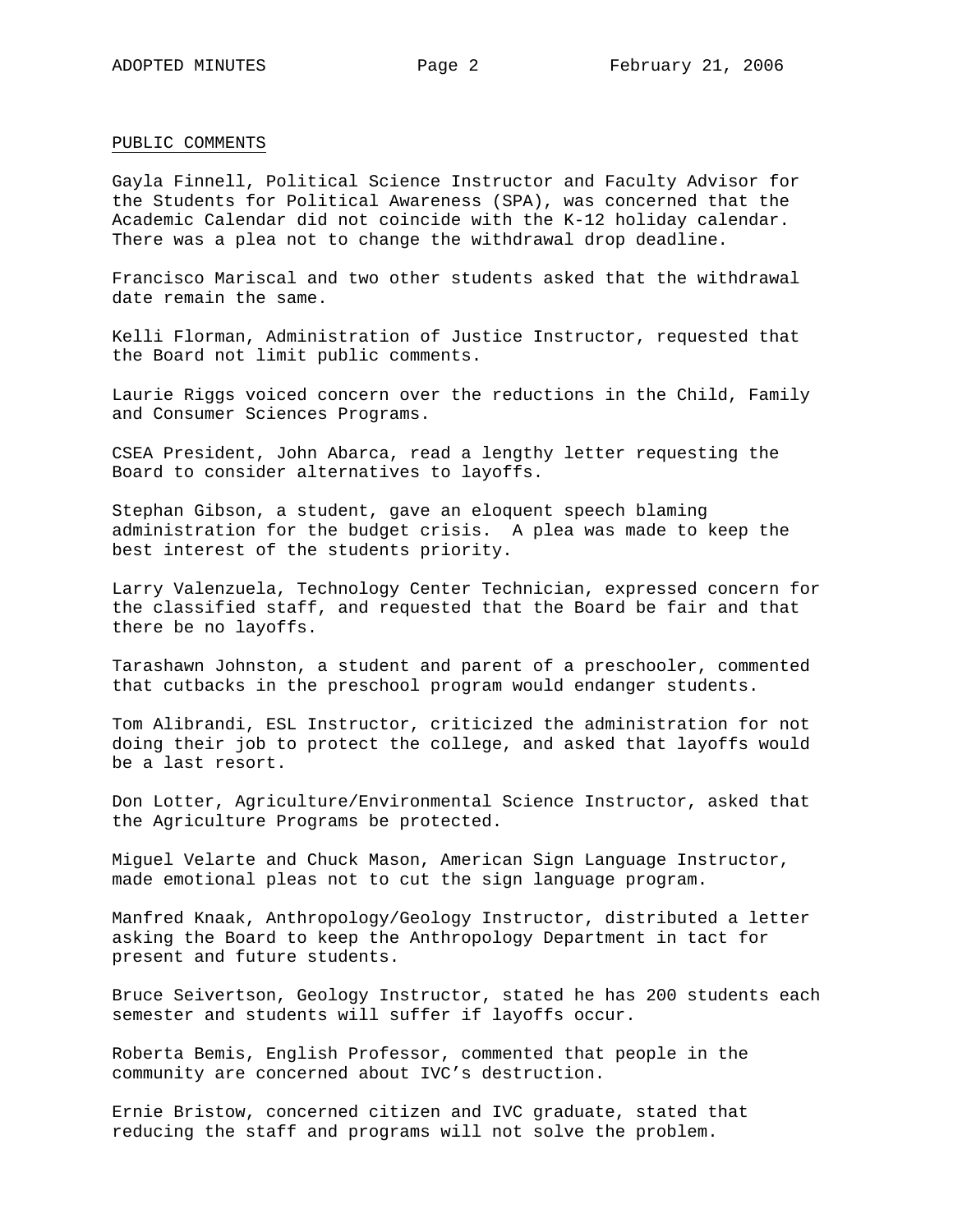## PUBLIC COMMENTS

Gayla Finnell, Political Science Instructor and Faculty Advisor for the Students for Political Awareness (SPA), was concerned that the Academic Calendar did not coincide with the K-12 holiday calendar. There was a plea not to change the withdrawal drop deadline.

Francisco Mariscal and two other students asked that the withdrawal date remain the same.

Kelli Florman, Administration of Justice Instructor, requested that the Board not limit public comments.

Laurie Riggs voiced concern over the reductions in the Child, Family and Consumer Sciences Programs.

CSEA President, John Abarca, read a lengthy letter requesting the Board to consider alternatives to layoffs.

Stephan Gibson, a student, gave an eloquent speech blaming administration for the budget crisis. A plea was made to keep the best interest of the students priority.

Larry Valenzuela, Technology Center Technician, expressed concern for the classified staff, and requested that the Board be fair and that there be no layoffs.

Tarashawn Johnston, a student and parent of a preschooler, commented that cutbacks in the preschool program would endanger students.

Tom Alibrandi, ESL Instructor, criticized the administration for not doing their job to protect the college, and asked that layoffs would be a last resort.

Don Lotter, Agriculture/Environmental Science Instructor, asked that the Agriculture Programs be protected.

Miguel Velarte and Chuck Mason, American Sign Language Instructor, made emotional pleas not to cut the sign language program.

Manfred Knaak, Anthropology/Geology Instructor, distributed a letter asking the Board to keep the Anthropology Department in tact for present and future students.

Bruce Seivertson, Geology Instructor, stated he has 200 students each semester and students will suffer if layoffs occur.

Roberta Bemis, English Professor, commented that people in the community are concerned about IVC's destruction.

Ernie Bristow, concerned citizen and IVC graduate, stated that reducing the staff and programs will not solve the problem.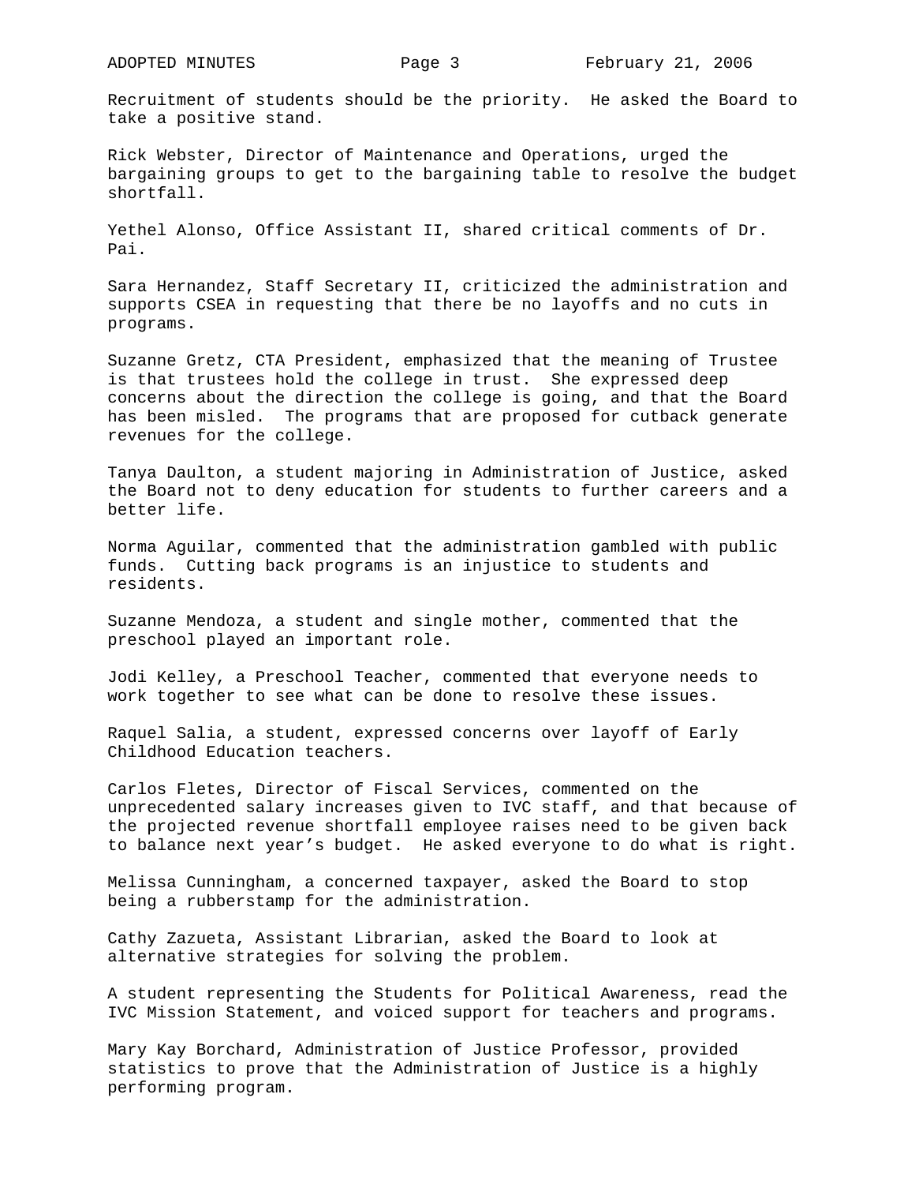Recruitment of students should be the priority. He asked the Board to take a positive stand.

Rick Webster, Director of Maintenance and Operations, urged the bargaining groups to get to the bargaining table to resolve the budget shortfall.

Yethel Alonso, Office Assistant II, shared critical comments of Dr. Pai.

Sara Hernandez, Staff Secretary II, criticized the administration and supports CSEA in requesting that there be no layoffs and no cuts in programs.

Suzanne Gretz, CTA President, emphasized that the meaning of Trustee is that trustees hold the college in trust. She expressed deep concerns about the direction the college is going, and that the Board has been misled. The programs that are proposed for cutback generate revenues for the college.

Tanya Daulton, a student majoring in Administration of Justice, asked the Board not to deny education for students to further careers and a better life.

Norma Aguilar, commented that the administration gambled with public funds. Cutting back programs is an injustice to students and residents.

Suzanne Mendoza, a student and single mother, commented that the preschool played an important role.

Jodi Kelley, a Preschool Teacher, commented that everyone needs to work together to see what can be done to resolve these issues.

Raquel Salia, a student, expressed concerns over layoff of Early Childhood Education teachers.

Carlos Fletes, Director of Fiscal Services, commented on the unprecedented salary increases given to IVC staff, and that because of the projected revenue shortfall employee raises need to be given back to balance next year's budget. He asked everyone to do what is right.

Melissa Cunningham, a concerned taxpayer, asked the Board to stop being a rubberstamp for the administration.

Cathy Zazueta, Assistant Librarian, asked the Board to look at alternative strategies for solving the problem.

A student representing the Students for Political Awareness, read the IVC Mission Statement, and voiced support for teachers and programs.

Mary Kay Borchard, Administration of Justice Professor, provided statistics to prove that the Administration of Justice is a highly performing program.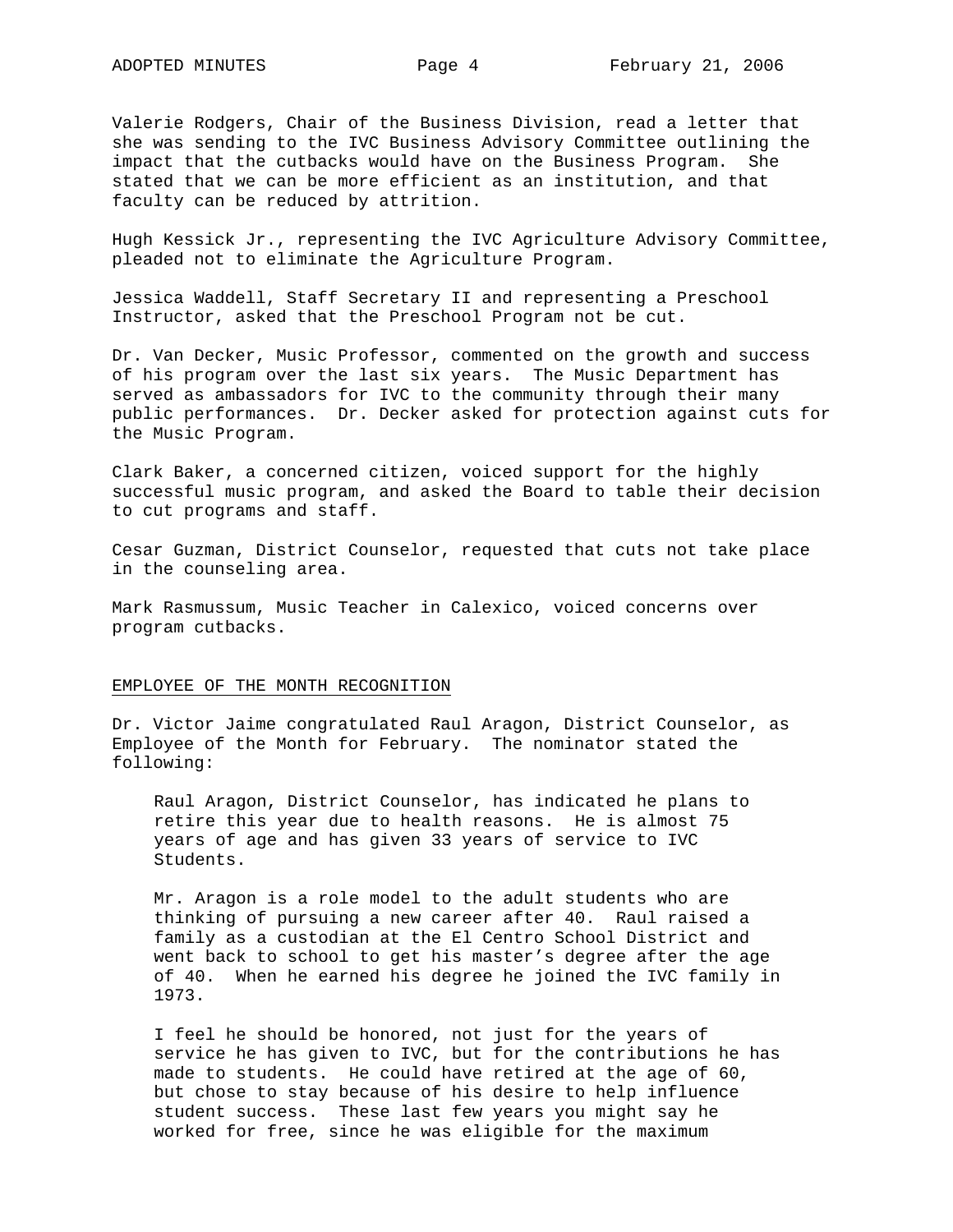Valerie Rodgers, Chair of the Business Division, read a letter that she was sending to the IVC Business Advisory Committee outlining the impact that the cutbacks would have on the Business Program. She stated that we can be more efficient as an institution, and that faculty can be reduced by attrition.

Hugh Kessick Jr., representing the IVC Agriculture Advisory Committee, pleaded not to eliminate the Agriculture Program.

Jessica Waddell, Staff Secretary II and representing a Preschool Instructor, asked that the Preschool Program not be cut.

Dr. Van Decker, Music Professor, commented on the growth and success of his program over the last six years. The Music Department has served as ambassadors for IVC to the community through their many public performances. Dr. Decker asked for protection against cuts for the Music Program.

Clark Baker, a concerned citizen, voiced support for the highly successful music program, and asked the Board to table their decision to cut programs and staff.

Cesar Guzman, District Counselor, requested that cuts not take place in the counseling area.

Mark Rasmussum, Music Teacher in Calexico, voiced concerns over program cutbacks.

## EMPLOYEE OF THE MONTH RECOGNITION

Dr. Victor Jaime congratulated Raul Aragon, District Counselor, as Employee of the Month for February. The nominator stated the following:

> Raul Aragon, District Counselor, has indicated he plans to retire this year due to health reasons. He is almost 75 years of age and has given 33 years of service to IVC Students.
>
> Mr. Aragon is a role model to the adult students who are thinking of pursuing a new career after 40. Raul raised a family as a custodian at the El Centro School District and went back to school to get his master's degree after the age of 40. When he earned his degree he joined the IVC family in 1973.
>
> I feel he should be honored, not just for the years of service he has given to IVC, but for the contributions he has made to students. He could have retired at the age of 60, but chose to stay because of his desire to help influence student success. These last few years you might say he worked for free, since he was eligible for the maximum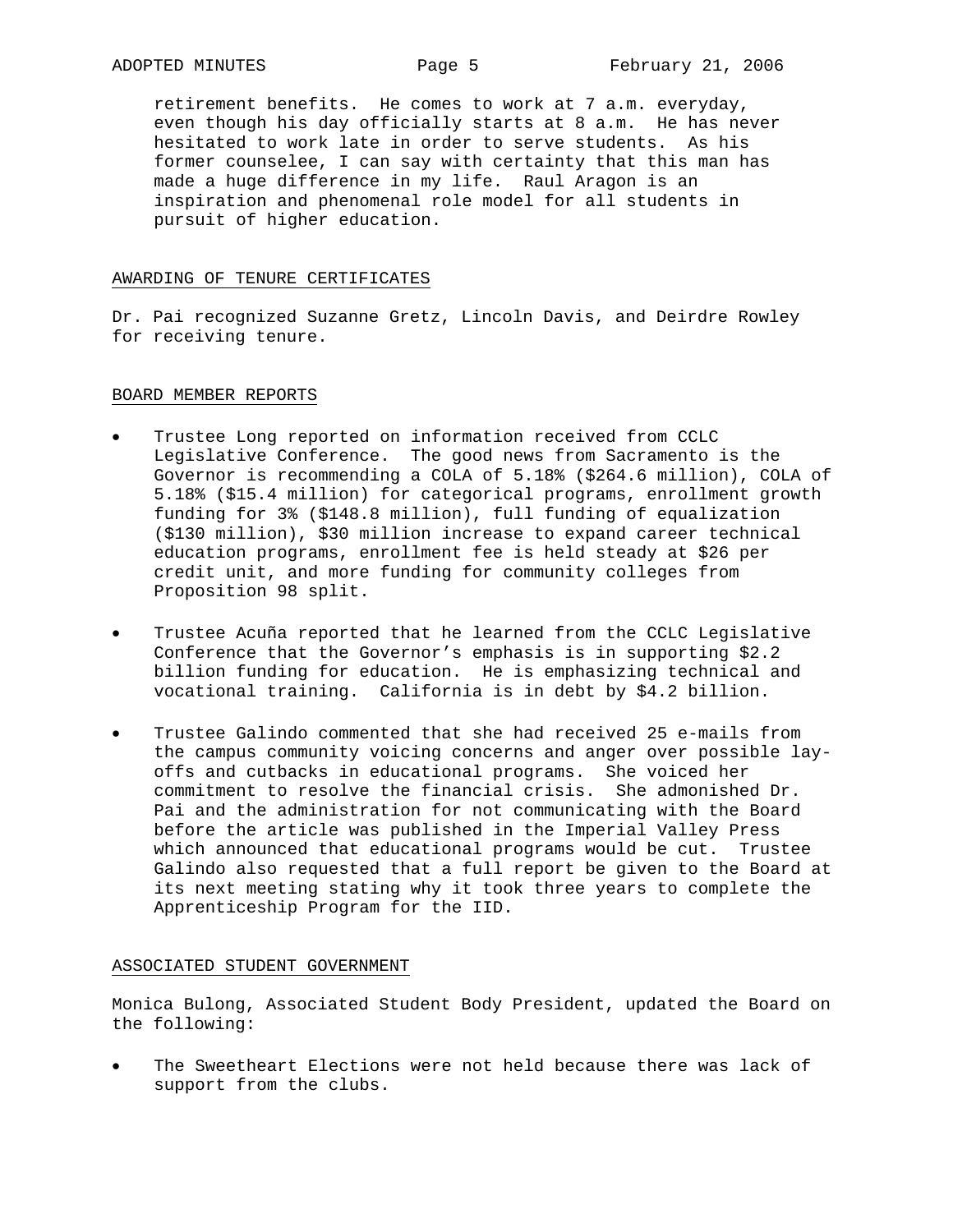retirement benefits. He comes to work at 7 a.m. everyday, even though his day officially starts at 8 a.m. He has never hesitated to work late in order to serve students. As his former counselee, I can say with certainty that this man has made a huge difference in my life. Raul Aragon is an inspiration and phenomenal role model for all students in pursuit of higher education.

## AWARDING OF TENURE CERTIFICATES

Dr. Pai recognized Suzanne Gretz, Lincoln Davis, and Deirdre Rowley for receiving tenure.

## BOARD MEMBER REPORTS

- Trustee Long reported on information received from CCLC Legislative Conference. The good news from Sacramento is the Governor is recommending a COLA of 5.18% ($264.6 million), COLA of 5.18% ($15.4 million) for categorical programs, enrollment growth funding for 3% ($148.8 million), full funding of equalization ($130 million), $30 million increase to expand career technical education programs, enrollment fee is held steady at $26 per credit unit, and more funding for community colleges from Proposition 98 split.

- Trustee Acuña reported that he learned from the CCLC Legislative Conference that the Governor's emphasis is in supporting $2.2 billion funding for education. He is emphasizing technical and vocational training. California is in debt by $4.2 billion.

- Trustee Galindo commented that she had received 25 e-mails from the campus community voicing concerns and anger over possible lay-offs and cutbacks in educational programs. She voiced her commitment to resolve the financial crisis. She admonished Dr. Pai and the administration for not communicating with the Board before the article was published in the Imperial Valley Press which announced that educational programs would be cut. Trustee Galindo also requested that a full report be given to the Board at its next meeting stating why it took three years to complete the Apprenticeship Program for the IID.

## ASSOCIATED STUDENT GOVERNMENT

Monica Bulong, Associated Student Body President, updated the Board on the following:

- The Sweetheart Elections were not held because there was lack of support from the clubs.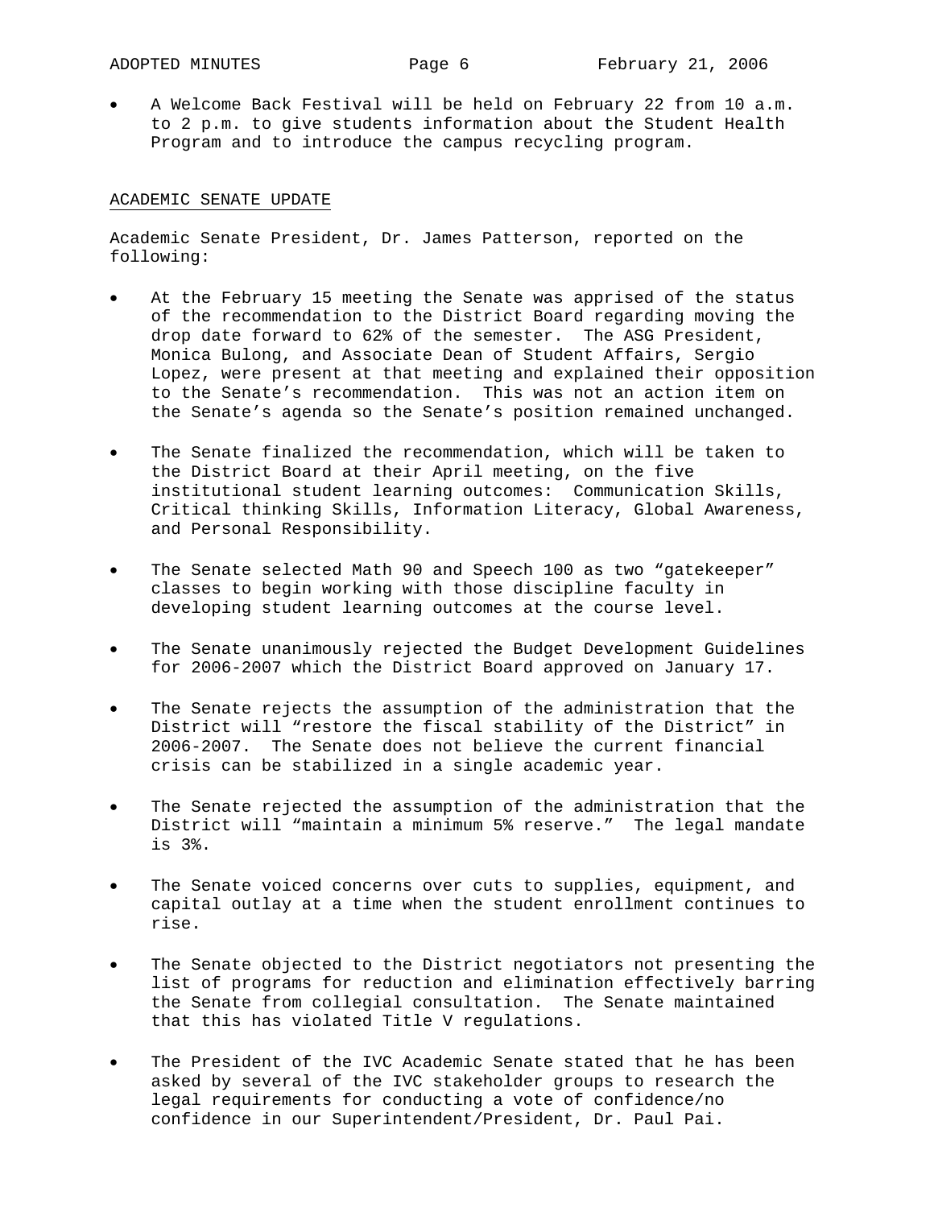- A Welcome Back Festival will be held on February 22 from 10 a.m. to 2 p.m. to give students information about the Student Health Program and to introduce the campus recycling program.

ACADEMIC SENATE UPDATE

Academic Senate President, Dr. James Patterson, reported on the following:

- At the February 15 meeting the Senate was apprised of the status of the recommendation to the District Board regarding moving the drop date forward to 62% of the semester. The ASG President, Monica Bulong, and Associate Dean of Student Affairs, Sergio Lopez, were present at that meeting and explained their opposition to the Senate's recommendation. This was not an action item on the Senate's agenda so the Senate's position remained unchanged.

- The Senate finalized the recommendation, which will be taken to the District Board at their April meeting, on the five institutional student learning outcomes: Communication Skills, Critical thinking Skills, Information Literacy, Global Awareness, and Personal Responsibility.

- The Senate selected Math 90 and Speech 100 as two "gatekeeper" classes to begin working with those discipline faculty in developing student learning outcomes at the course level.

- The Senate unanimously rejected the Budget Development Guidelines for 2006-2007 which the District Board approved on January 17.

- The Senate rejects the assumption of the administration that the District will "restore the fiscal stability of the District" in 2006-2007. The Senate does not believe the current financial crisis can be stabilized in a single academic year.

- The Senate rejected the assumption of the administration that the District will "maintain a minimum 5% reserve." The legal mandate is 3%.

- The Senate voiced concerns over cuts to supplies, equipment, and capital outlay at a time when the student enrollment continues to rise.

- The Senate objected to the District negotiators not presenting the list of programs for reduction and elimination effectively barring the Senate from collegial consultation. The Senate maintained that this has violated Title V regulations.

- The President of the IVC Academic Senate stated that he has been asked by several of the IVC stakeholder groups to research the legal requirements for conducting a vote of confidence/no confidence in our Superintendent/President, Dr. Paul Pai.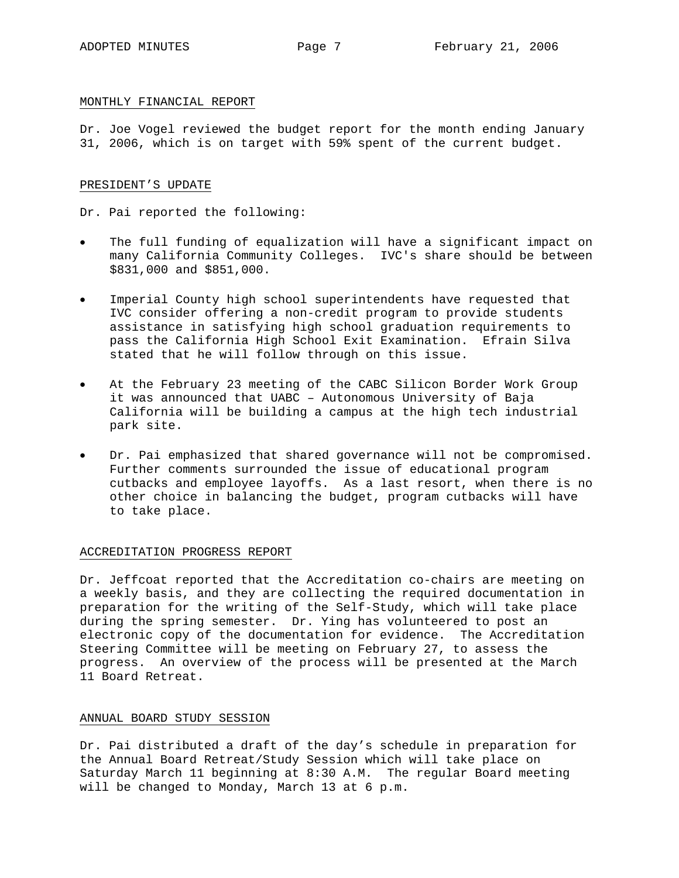## MONTHLY FINANCIAL REPORT

Dr. Joe Vogel reviewed the budget report for the month ending January 31, 2006, which is on target with 59% spent of the current budget.

## PRESIDENT'S UPDATE

Dr. Pai reported the following:

- The full funding of equalization will have a significant impact on many California Community Colleges. IVC's share should be between $831,000 and $851,000.
- Imperial County high school superintendents have requested that IVC consider offering a non-credit program to provide students assistance in satisfying high school graduation requirements to pass the California High School Exit Examination. Efrain Silva stated that he will follow through on this issue.
- At the February 23 meeting of the CABC Silicon Border Work Group it was announced that UABC – Autonomous University of Baja California will be building a campus at the high tech industrial park site.
- Dr. Pai emphasized that shared governance will not be compromised. Further comments surrounded the issue of educational program cutbacks and employee layoffs. As a last resort, when there is no other choice in balancing the budget, program cutbacks will have to take place.

## ACCREDITATION PROGRESS REPORT

Dr. Jeffcoat reported that the Accreditation co-chairs are meeting on a weekly basis, and they are collecting the required documentation in preparation for the writing of the Self-Study, which will take place during the spring semester. Dr. Ying has volunteered to post an electronic copy of the documentation for evidence. The Accreditation Steering Committee will be meeting on February 27, to assess the progress. An overview of the process will be presented at the March 11 Board Retreat.

## ANNUAL BOARD STUDY SESSION

Dr. Pai distributed a draft of the day's schedule in preparation for the Annual Board Retreat/Study Session which will take place on Saturday March 11 beginning at 8:30 A.M. The regular Board meeting will be changed to Monday, March 13 at 6 p.m.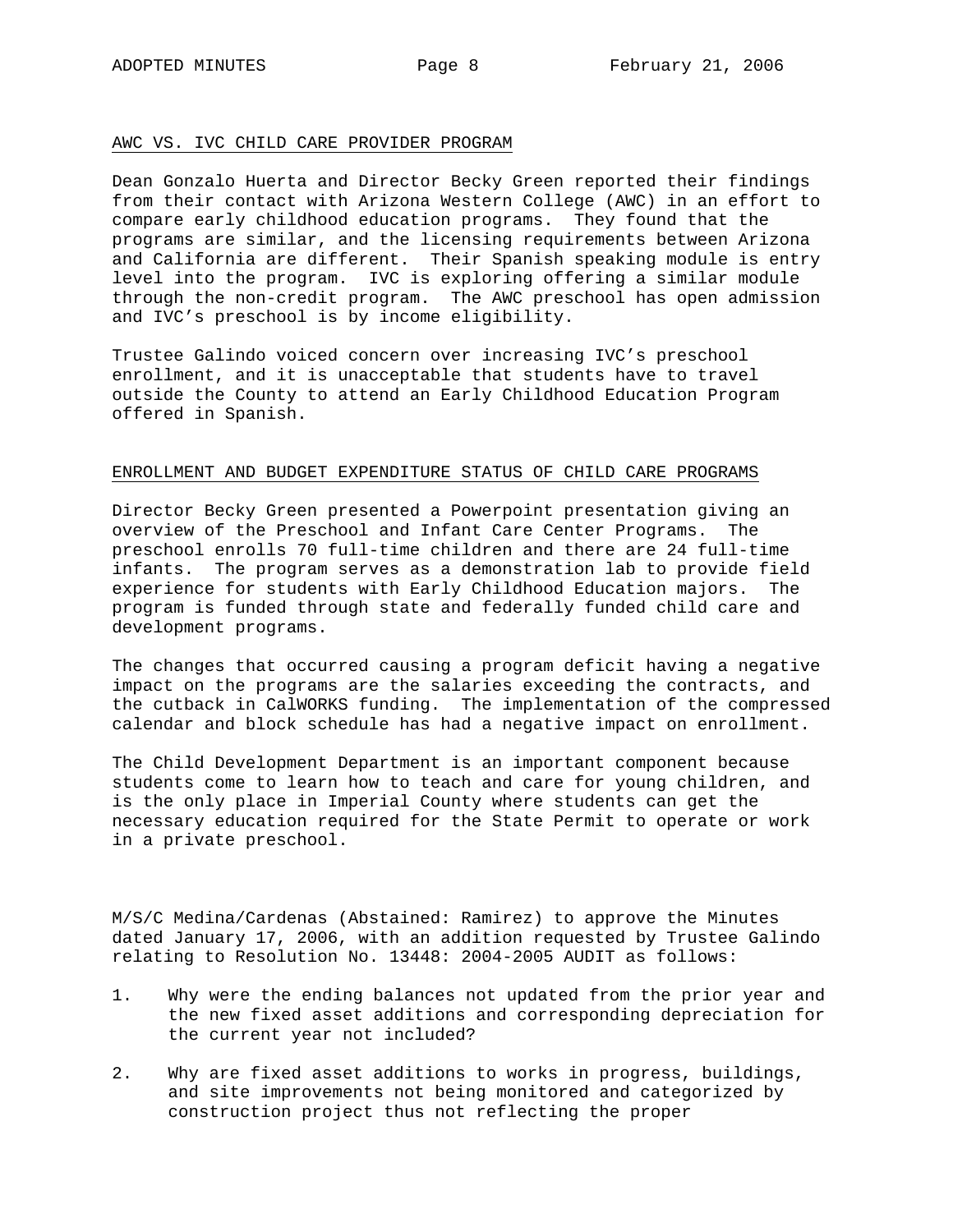## AWC VS. IVC CHILD CARE PROVIDER PROGRAM

Dean Gonzalo Huerta and Director Becky Green reported their findings from their contact with Arizona Western College (AWC) in an effort to compare early childhood education programs. They found that the programs are similar, and the licensing requirements between Arizona and California are different. Their Spanish speaking module is entry level into the program. IVC is exploring offering a similar module through the non-credit program. The AWC preschool has open admission and IVC's preschool is by income eligibility.

Trustee Galindo voiced concern over increasing IVC's preschool enrollment, and it is unacceptable that students have to travel outside the County to attend an Early Childhood Education Program offered in Spanish.

## ENROLLMENT AND BUDGET EXPENDITURE STATUS OF CHILD CARE PROGRAMS

Director Becky Green presented a Powerpoint presentation giving an overview of the Preschool and Infant Care Center Programs. The preschool enrolls 70 full-time children and there are 24 full-time infants. The program serves as a demonstration lab to provide field experience for students with Early Childhood Education majors. The program is funded through state and federally funded child care and development programs.

The changes that occurred causing a program deficit having a negative impact on the programs are the salaries exceeding the contracts, and the cutback in CalWORKS funding. The implementation of the compressed calendar and block schedule has had a negative impact on enrollment.

The Child Development Department is an important component because students come to learn how to teach and care for young children, and is the only place in Imperial County where students can get the necessary education required for the State Permit to operate or work in a private preschool.

M/S/C Medina/Cardenas (Abstained: Ramirez) to approve the Minutes dated January 17, 2006, with an addition requested by Trustee Galindo relating to Resolution No. 13448: 2004-2005 AUDIT as follows:

1. Why were the ending balances not updated from the prior year and the new fixed asset additions and corresponding depreciation for the current year not included?

2. Why are fixed asset additions to works in progress, buildings, and site improvements not being monitored and categorized by construction project thus not reflecting the proper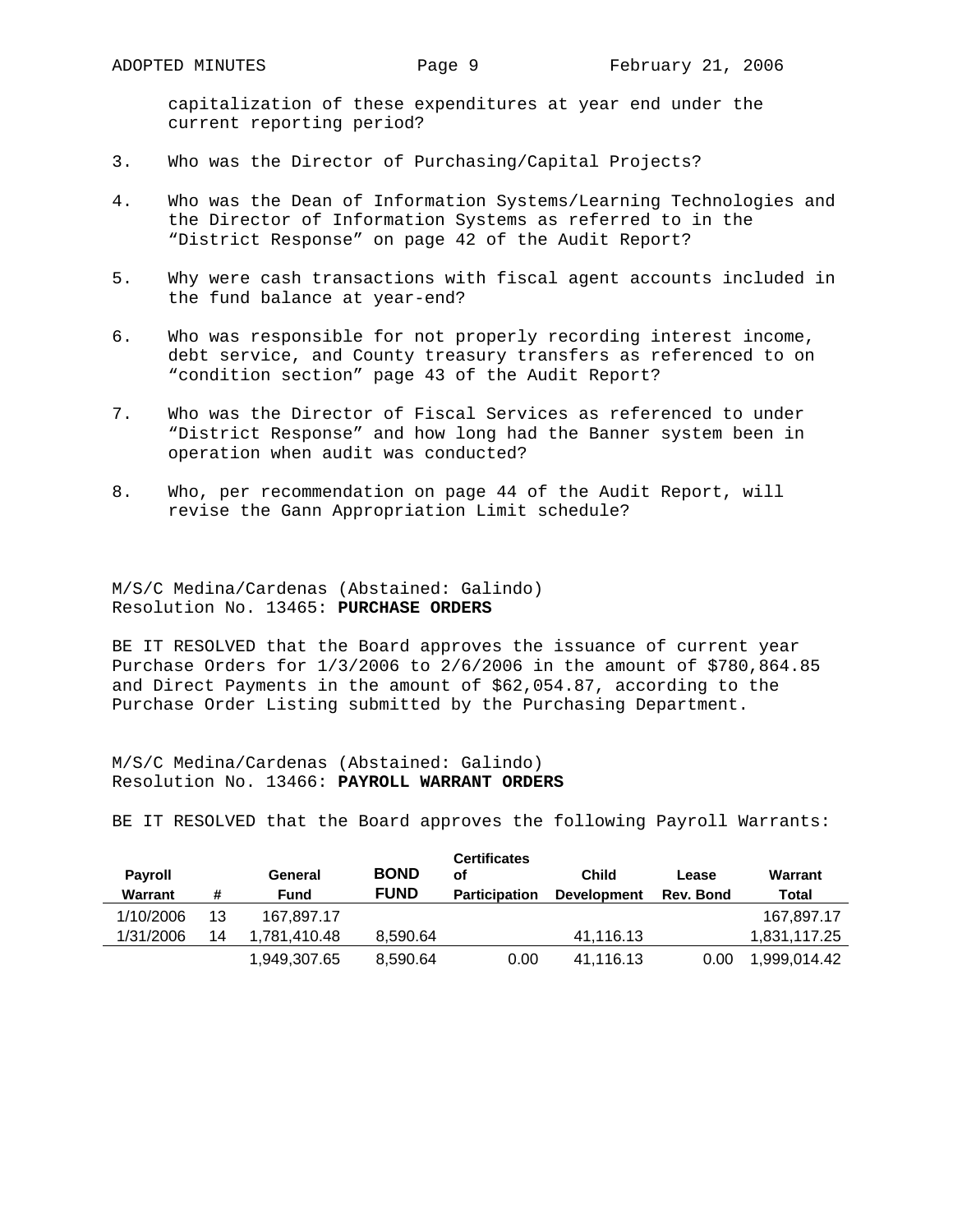capitalization of these expenditures at year end under the current reporting period?

3. Who was the Director of Purchasing/Capital Projects?

4. Who was the Dean of Information Systems/Learning Technologies and the Director of Information Systems as referred to in the "District Response" on page 42 of the Audit Report?

5. Why were cash transactions with fiscal agent accounts included in the fund balance at year-end?

6. Who was responsible for not properly recording interest income, debt service, and County treasury transfers as referenced to on "condition section" page 43 of the Audit Report?

7. Who was the Director of Fiscal Services as referenced to under "District Response" and how long had the Banner system been in operation when audit was conducted?

8. Who, per recommendation on page 44 of the Audit Report, will revise the Gann Appropriation Limit schedule?

M/S/C Medina/Cardenas (Abstained: Galindo)
Resolution No. 13465: **PURCHASE ORDERS**

BE IT RESOLVED that the Board approves the issuance of current year Purchase Orders for 1/3/2006 to 2/6/2006 in the amount of $780,864.85 and Direct Payments in the amount of $62,054.87, according to the Purchase Order Listing submitted by the Purchasing Department.

M/S/C Medina/Cardenas (Abstained: Galindo)
Resolution No. 13466: **PAYROLL WARRANT ORDERS**

BE IT RESOLVED that the Board approves the following Payroll Warrants:

| Payroll Warrant | # | General Fund | BOND FUND | Certificates of Participation | Child Development | Lease Rev. Bond | Warrant Total |
|---|---|---|---|---|---|---|---|
| 1/10/2006 | 13 | 167,897.17 | | | | | 167,897.17 |
| 1/31/2006 | 14 | 1,781,410.48 | 8,590.64 | | 41,116.13 | | 1,831,117.25 |
| | | 1,949,307.65 | 8,590.64 | 0.00 | 41,116.13 | 0.00 | 1,999,014.42 |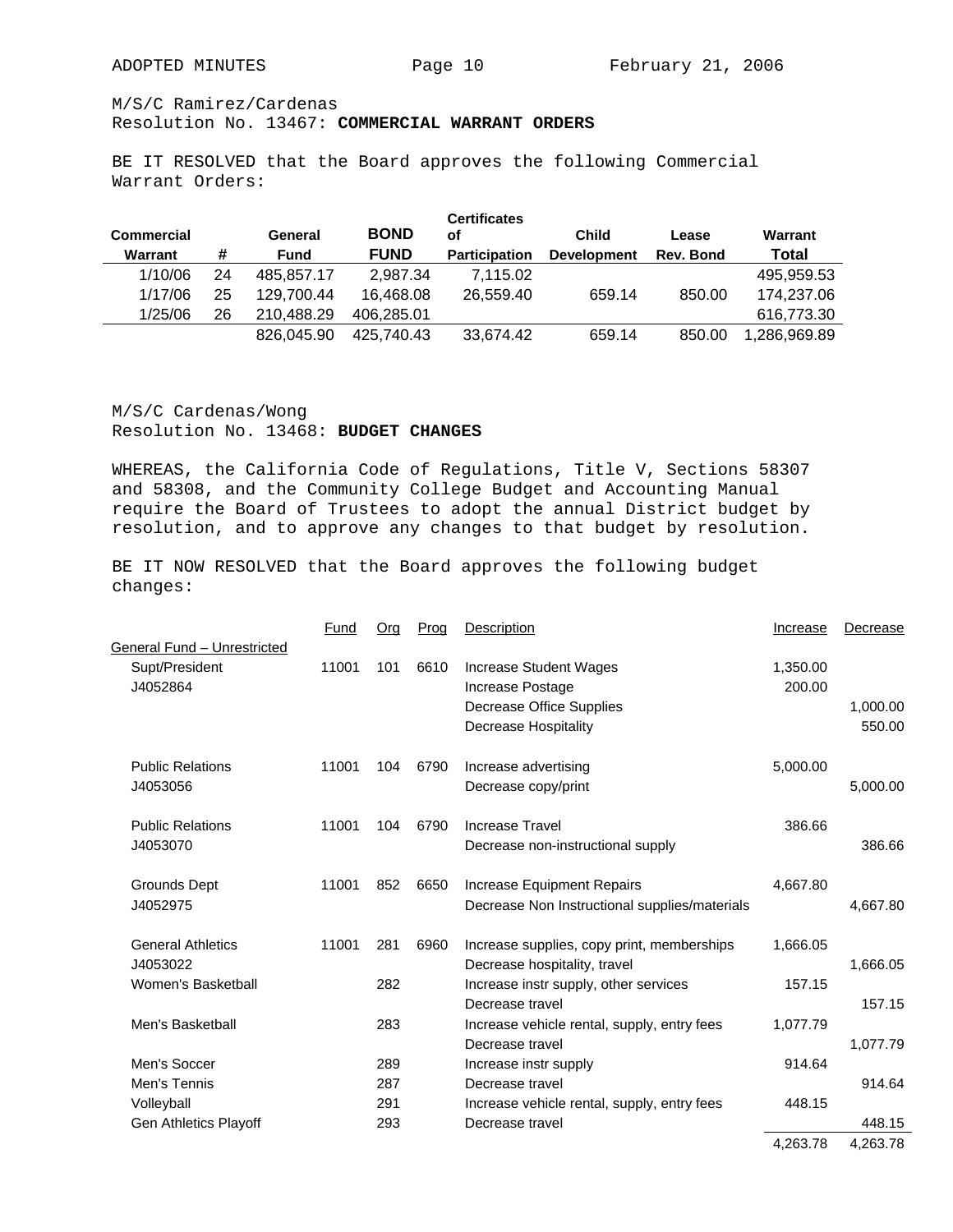M/S/C Ramirez/Cardenas
Resolution No. 13467: **COMMERCIAL WARRANT ORDERS**

BE IT RESOLVED that the Board approves the following Commercial Warrant Orders:

| Commercial Warrant | # | General Fund | BOND FUND | Certificates of Participation | Child Development | Lease Rev. Bond | Warrant Total |
|---|---|---|---|---|---|---|---|
| 1/10/06 | 24 | 485,857.17 | 2,987.34 | 7,115.02 | | | 495,959.53 |
| 1/17/06 | 25 | 129,700.44 | 16,468.08 | 26,559.40 | 659.14 | 850.00 | 174,237.06 |
| 1/25/06 | 26 | 210,488.29 | 406,285.01 | | | | 616,773.30 |
| | | 826,045.90 | 425,740.43 | 33,674.42 | 659.14 | 850.00 | 1,286,969.89 |

M/S/C Cardenas/Wong
Resolution No. 13468: **BUDGET CHANGES**

WHEREAS, the California Code of Regulations, Title V, Sections 58307 and 58308, and the Community College Budget and Accounting Manual require the Board of Trustees to adopt the annual District budget by resolution, and to approve any changes to that budget by resolution.

BE IT NOW RESOLVED that the Board approves the following budget changes:

| | Fund | Org | Prog | Description | Increase | Decrease |
|---|---|---|---|---|---|---|
| General Fund – Unrestricted | | | | | | |
| Supt/President | 11001 | 101 | 6610 | Increase Student Wages | 1,350.00 | |
| J4052864 | | | | Increase Postage | 200.00 | |
| | | | | Decrease Office Supplies | | 1,000.00 |
| | | | | Decrease Hospitality | | 550.00 |
| Public Relations | 11001 | 104 | 6790 | Increase advertising | 5,000.00 | |
| J4053056 | | | | Decrease copy/print | | 5,000.00 |
| Public Relations | 11001 | 104 | 6790 | Increase Travel | 386.66 | |
| J4053070 | | | | Decrease non-instructional supply | | 386.66 |
| Grounds Dept | 11001 | 852 | 6650 | Increase Equipment Repairs | 4,667.80 | |
| J4052975 | | | | Decrease Non Instructional supplies/materials | | 4,667.80 |
| General Athletics | 11001 | 281 | 6960 | Increase supplies, copy print, memberships | 1,666.05 | |
| J4053022 | | | | Decrease hospitality, travel | | 1,666.05 |
| Women's Basketball | | 282 | | Increase instr supply, other services | 157.15 | |
| | | | | Decrease travel | | 157.15 |
| Men's Basketball | | 283 | | Increase vehicle rental, supply, entry fees | 1,077.79 | |
| | | | | Decrease travel | | 1,077.79 |
| Men's Soccer | | 289 | | Increase instr supply | 914.64 | |
| Men's Tennis | | 287 | | Decrease travel | | 914.64 |
| Volleyball | | 291 | | Increase vehicle rental, supply, entry fees | 448.15 | |
| Gen Athletics Playoff | | 293 | | Decrease travel | | 448.15 |
| | | | | | 4,263.78 | 4,263.78 |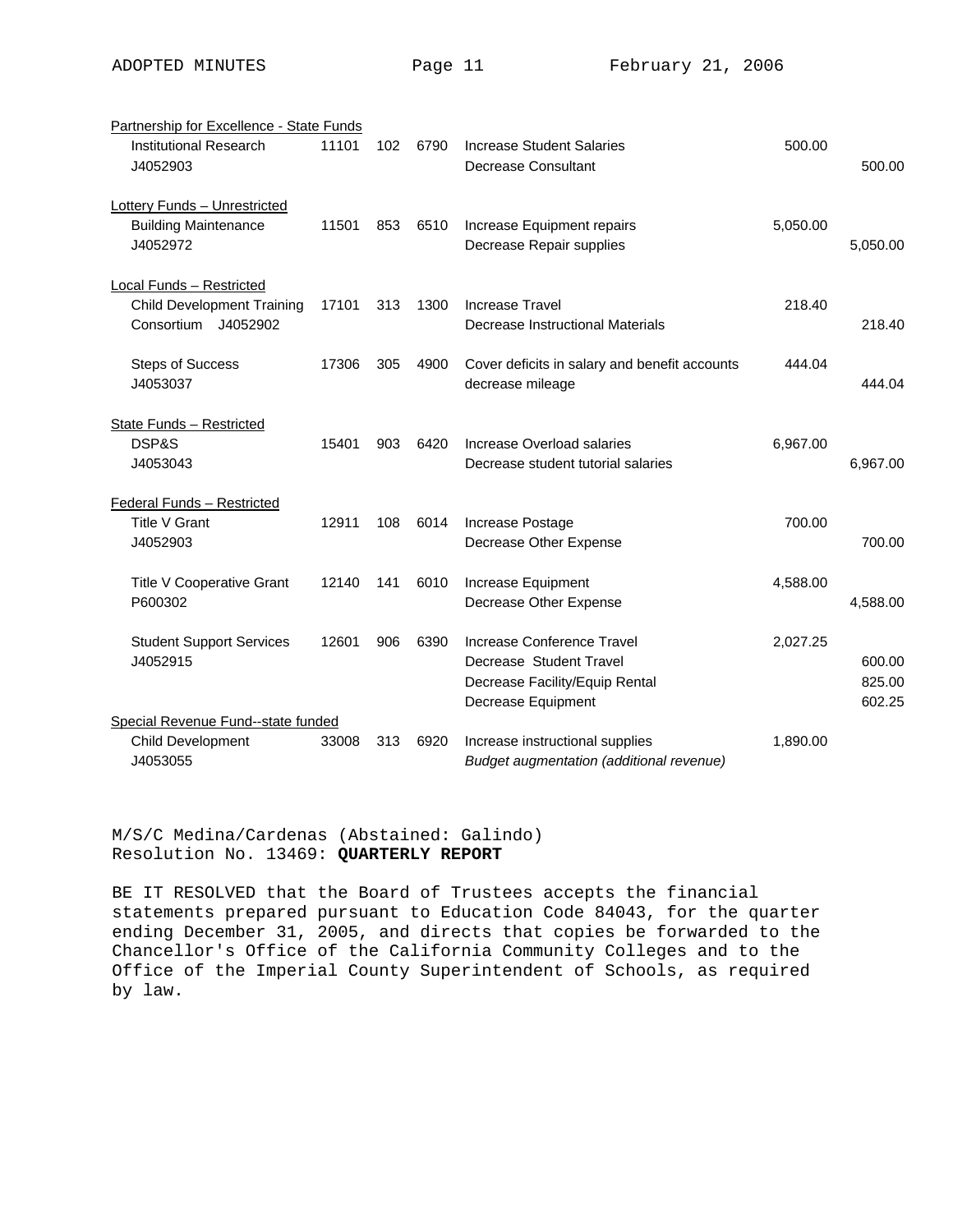| Account | Fund | Org | Prog | Description | Increase | Decrease |
|---|---|---|---|---|---|---|
| Partnership for Excellence - State Funds | | | | | | |
| Institutional Research J4052903 | 11101 | 102 | 6790 | Increase Student Salaries | 500.00 | |
| | | | | Decrease Consultant | | 500.00 |
| Lottery Funds – Unrestricted | | | | | | |
| Building Maintenance J4052972 | 11501 | 853 | 6510 | Increase Equipment repairs | 5,050.00 | |
| | | | | Decrease Repair supplies | | 5,050.00 |
| Local Funds – Restricted | | | | | | |
| Child Development Training Consortium J4052902 | 17101 | 313 | 1300 | Increase Travel | 218.40 | |
| | | | | Decrease Instructional Materials | | 218.40 |
| Steps of Success J4053037 | 17306 | 305 | 4900 | Cover deficits in salary and benefit accounts | 444.04 | |
| | | | | decrease mileage | | 444.04 |
| State Funds – Restricted | | | | | | |
| DSP&S J4053043 | 15401 | 903 | 6420 | Increase Overload salaries | 6,967.00 | |
| | | | | Decrease student tutorial salaries | | 6,967.00 |
| Federal Funds – Restricted | | | | | | |
| Title V Grant J4052903 | 12911 | 108 | 6014 | Increase Postage | 700.00 | |
| | | | | Decrease Other Expense | | 700.00 |
| Title V Cooperative Grant P600302 | 12140 | 141 | 6010 | Increase Equipment | 4,588.00 | |
| | | | | Decrease Other Expense | | 4,588.00 |
| Student Support Services J4052915 | 12601 | 906 | 6390 | Increase Conference Travel | 2,027.25 | |
| | | | | Decrease Student Travel | | 600.00 |
| | | | | Decrease Facility/Equip Rental | | 825.00 |
| | | | | Decrease Equipment | | 602.25 |
| Special Revenue Fund--state funded | | | | | | |
| Child Development J4053055 | 33008 | 313 | 6920 | Increase instructional supplies | 1,890.00 | |
| | | | | *Budget augmentation (additional revenue)* | | |

M/S/C Medina/Cardenas (Abstained: Galindo)
Resolution No. 13469: **QUARTERLY REPORT**

BE IT RESOLVED that the Board of Trustees accepts the financial statements prepared pursuant to Education Code 84043, for the quarter ending December 31, 2005, and directs that copies be forwarded to the Chancellor's Office of the California Community Colleges and to the Office of the Imperial County Superintendent of Schools, as required by law.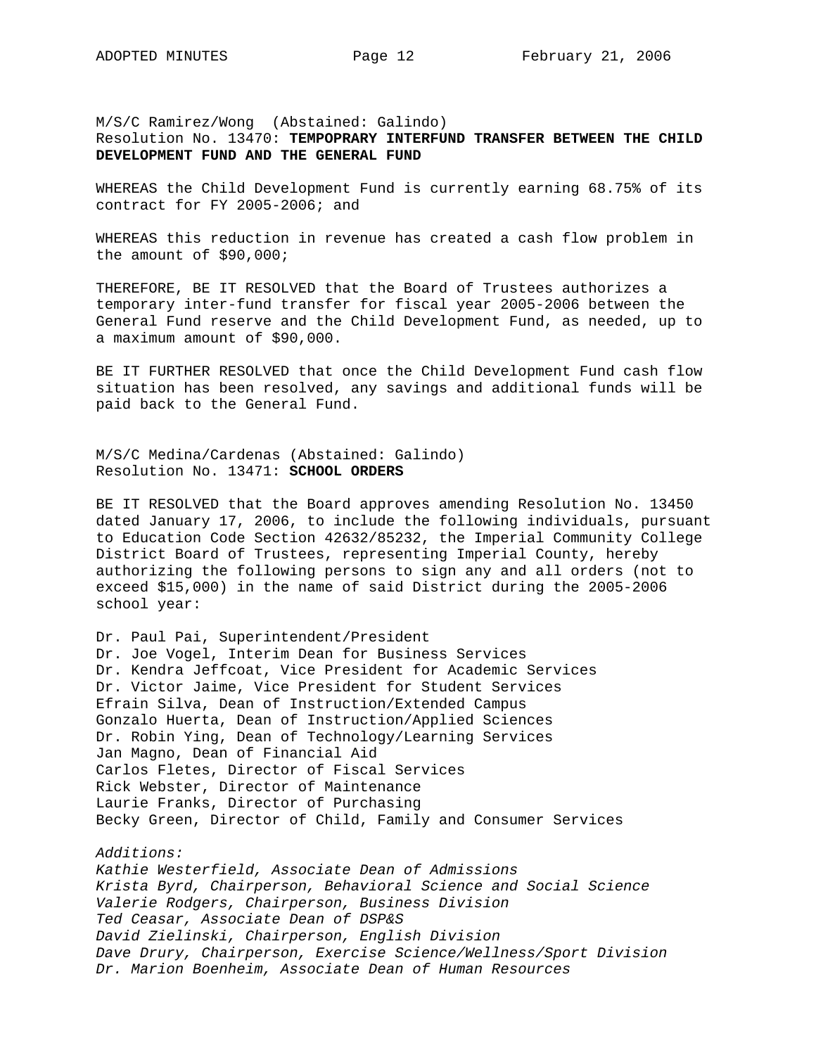M/S/C Ramirez/Wong (Abstained: Galindo)
Resolution No. 13470: **TEMPOPRARY INTERFUND TRANSFER BETWEEN THE CHILD DEVELOPMENT FUND AND THE GENERAL FUND**

WHEREAS the Child Development Fund is currently earning 68.75% of its contract for FY 2005-2006; and

WHEREAS this reduction in revenue has created a cash flow problem in the amount of $90,000;

THEREFORE, BE IT RESOLVED that the Board of Trustees authorizes a temporary inter-fund transfer for fiscal year 2005-2006 between the General Fund reserve and the Child Development Fund, as needed, up to a maximum amount of $90,000.

BE IT FURTHER RESOLVED that once the Child Development Fund cash flow situation has been resolved, any savings and additional funds will be paid back to the General Fund.

M/S/C Medina/Cardenas (Abstained: Galindo)
Resolution No. 13471: **SCHOOL ORDERS**

BE IT RESOLVED that the Board approves amending Resolution No. 13450 dated January 17, 2006, to include the following individuals, pursuant to Education Code Section 42632/85232, the Imperial Community College District Board of Trustees, representing Imperial County, hereby authorizing the following persons to sign any and all orders (not to exceed $15,000) in the name of said District during the 2005-2006 school year:

Dr. Paul Pai, Superintendent/President
Dr. Joe Vogel, Interim Dean for Business Services
Dr. Kendra Jeffcoat, Vice President for Academic Services
Dr. Victor Jaime, Vice President for Student Services
Efrain Silva, Dean of Instruction/Extended Campus
Gonzalo Huerta, Dean of Instruction/Applied Sciences
Dr. Robin Ying, Dean of Technology/Learning Services
Jan Magno, Dean of Financial Aid
Carlos Fletes, Director of Fiscal Services
Rick Webster, Director of Maintenance
Laurie Franks, Director of Purchasing
Becky Green, Director of Child, Family and Consumer Services

*Additions:*
*Kathie Westerfield, Associate Dean of Admissions*
*Krista Byrd, Chairperson, Behavioral Science and Social Science*
*Valerie Rodgers, Chairperson, Business Division*
*Ted Ceasar, Associate Dean of DSP&S*
*David Zielinski, Chairperson, English Division*
*Dave Drury, Chairperson, Exercise Science/Wellness/Sport Division*
*Dr. Marion Boenheim, Associate Dean of Human Resources*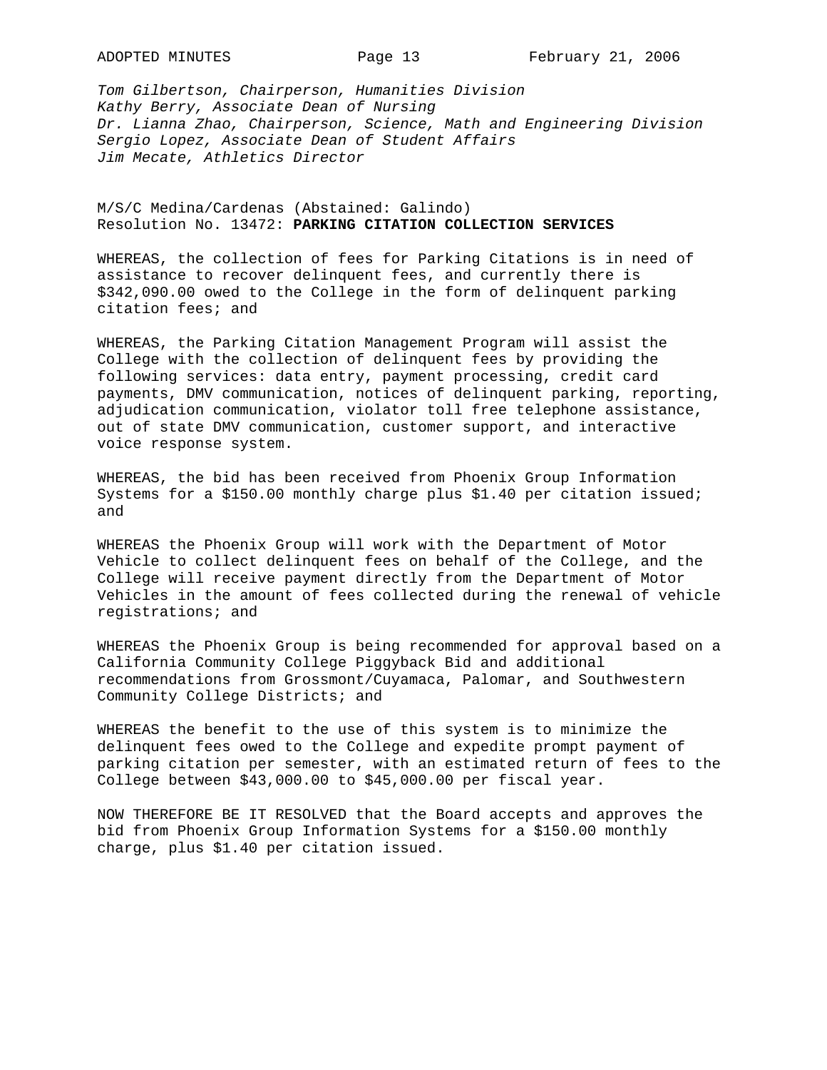*Tom Gilbertson, Chairperson, Humanities Division*
*Kathy Berry, Associate Dean of Nursing*
*Dr. Lianna Zhao, Chairperson, Science, Math and Engineering Division*
*Sergio Lopez, Associate Dean of Student Affairs*
*Jim Mecate, Athletics Director*

M/S/C Medina/Cardenas (Abstained: Galindo)
Resolution No. 13472: **PARKING CITATION COLLECTION SERVICES**

WHEREAS, the collection of fees for Parking Citations is in need of assistance to recover delinquent fees, and currently there is $342,090.00 owed to the College in the form of delinquent parking citation fees; and

WHEREAS, the Parking Citation Management Program will assist the College with the collection of delinquent fees by providing the following services: data entry, payment processing, credit card payments, DMV communication, notices of delinquent parking, reporting, adjudication communication, violator toll free telephone assistance, out of state DMV communication, customer support, and interactive voice response system.

WHEREAS, the bid has been received from Phoenix Group Information Systems for a $150.00 monthly charge plus $1.40 per citation issued; and

WHEREAS the Phoenix Group will work with the Department of Motor Vehicle to collect delinquent fees on behalf of the College, and the College will receive payment directly from the Department of Motor Vehicles in the amount of fees collected during the renewal of vehicle registrations; and

WHEREAS the Phoenix Group is being recommended for approval based on a California Community College Piggyback Bid and additional recommendations from Grossmont/Cuyamaca, Palomar, and Southwestern Community College Districts; and

WHEREAS the benefit to the use of this system is to minimize the delinquent fees owed to the College and expedite prompt payment of parking citation per semester, with an estimated return of fees to the College between $43,000.00 to $45,000.00 per fiscal year.

NOW THEREFORE BE IT RESOLVED that the Board accepts and approves the bid from Phoenix Group Information Systems for a $150.00 monthly charge, plus $1.40 per citation issued.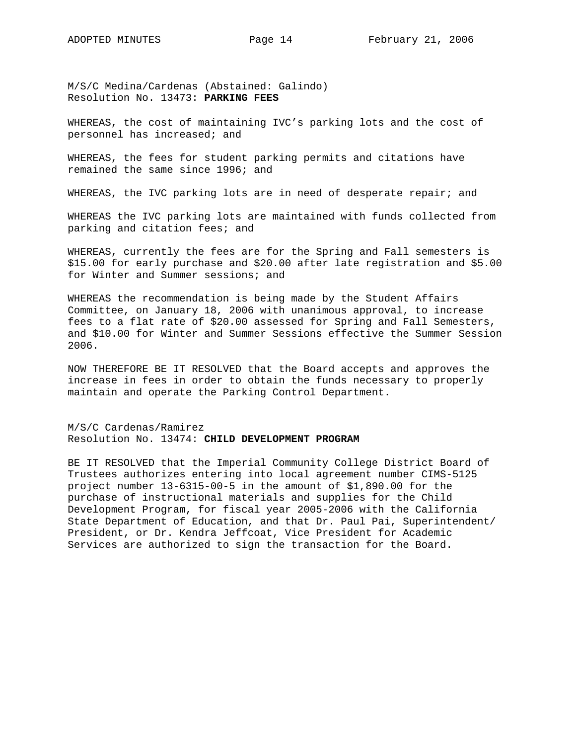M/S/C Medina/Cardenas (Abstained: Galindo)
Resolution No. 13473: **PARKING FEES**

WHEREAS, the cost of maintaining IVC's parking lots and the cost of personnel has increased; and

WHEREAS, the fees for student parking permits and citations have remained the same since 1996; and

WHEREAS, the IVC parking lots are in need of desperate repair; and

WHEREAS the IVC parking lots are maintained with funds collected from parking and citation fees; and

WHEREAS, currently the fees are for the Spring and Fall semesters is $15.00 for early purchase and $20.00 after late registration and $5.00 for Winter and Summer sessions; and

WHEREAS the recommendation is being made by the Student Affairs Committee, on January 18, 2006 with unanimous approval, to increase fees to a flat rate of $20.00 assessed for Spring and Fall Semesters, and $10.00 for Winter and Summer Sessions effective the Summer Session 2006.

NOW THEREFORE BE IT RESOLVED that the Board accepts and approves the increase in fees in order to obtain the funds necessary to properly maintain and operate the Parking Control Department.

M/S/C Cardenas/Ramirez
Resolution No. 13474: **CHILD DEVELOPMENT PROGRAM**

BE IT RESOLVED that the Imperial Community College District Board of Trustees authorizes entering into local agreement number CIMS-5125 project number 13-6315-00-5 in the amount of $1,890.00 for the purchase of instructional materials and supplies for the Child Development Program, for fiscal year 2005-2006 with the California State Department of Education, and that Dr. Paul Pai, Superintendent/ President, or Dr. Kendra Jeffcoat, Vice President for Academic Services are authorized to sign the transaction for the Board.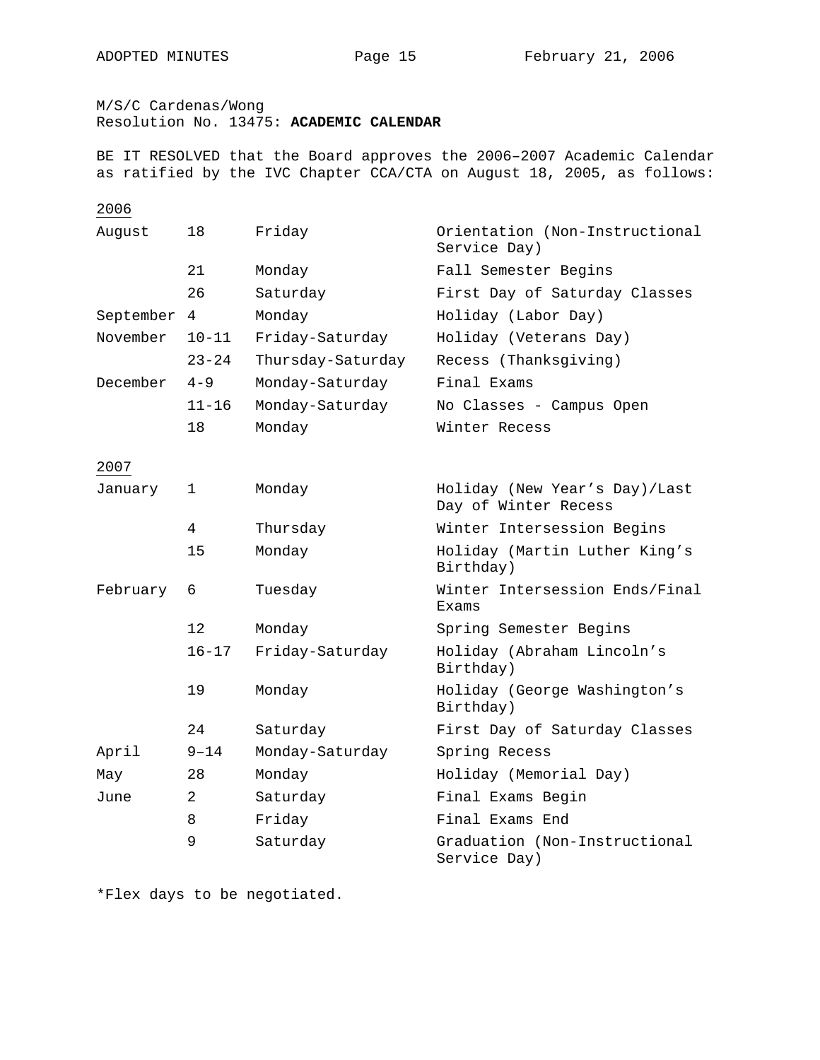M/S/C Cardenas/Wong
Resolution No. 13475: **ACADEMIC CALENDAR**

BE IT RESOLVED that the Board approves the 2006–2007 Academic Calendar as ratified by the IVC Chapter CCA/CTA on August 18, 2005, as follows:

<u>2006</u>

| | | | |
|---|---|---|---|
| August | 18 | Friday | Orientation (Non-Instructional Service Day) |
| | 21 | Monday | Fall Semester Begins |
| | 26 | Saturday | First Day of Saturday Classes |
| September | 4 | Monday | Holiday (Labor Day) |
| November | 10-11 | Friday-Saturday | Holiday (Veterans Day) |
| | 23-24 | Thursday-Saturday | Recess (Thanksgiving) |
| December | 4-9 | Monday-Saturday | Final Exams |
| | 11-16 | Monday-Saturday | No Classes - Campus Open |
| | 18 | Monday | Winter Recess |

<u>2007</u>

| | | | |
|---|---|---|---|
| January | 1 | Monday | Holiday (New Year's Day)/Last Day of Winter Recess |
| | 4 | Thursday | Winter Intersession Begins |
| | 15 | Monday | Holiday (Martin Luther King's Birthday) |
| February | 6 | Tuesday | Winter Intersession Ends/Final Exams |
| | 12 | Monday | Spring Semester Begins |
| | 16-17 | Friday-Saturday | Holiday (Abraham Lincoln's Birthday) |
| | 19 | Monday | Holiday (George Washington's Birthday) |
| | 24 | Saturday | First Day of Saturday Classes |
| April | 9–14 | Monday-Saturday | Spring Recess |
| May | 28 | Monday | Holiday (Memorial Day) |
| June | 2 | Saturday | Final Exams Begin |
| | 8 | Friday | Final Exams End |
| | 9 | Saturday | Graduation (Non-Instructional Service Day) |

*Flex days to be negotiated.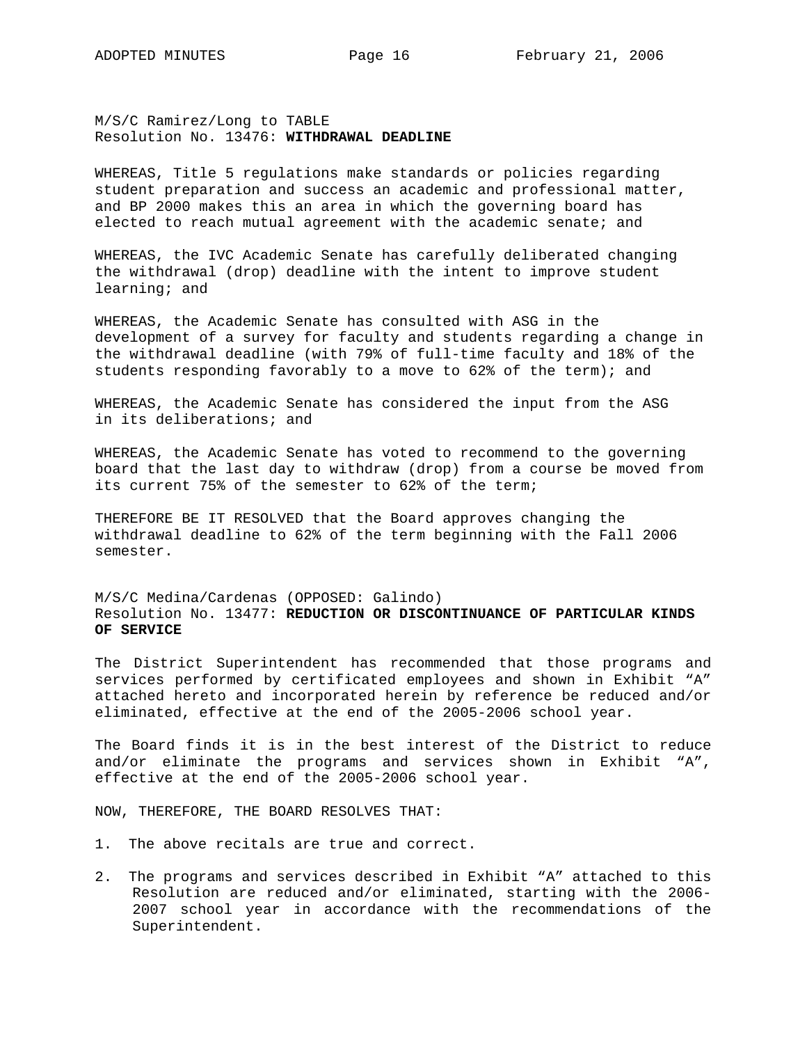M/S/C Ramirez/Long to TABLE
Resolution No. 13476: **WITHDRAWAL DEADLINE**

WHEREAS, Title 5 regulations make standards or policies regarding student preparation and success an academic and professional matter, and BP 2000 makes this an area in which the governing board has elected to reach mutual agreement with the academic senate; and

WHEREAS, the IVC Academic Senate has carefully deliberated changing the withdrawal (drop) deadline with the intent to improve student learning; and

WHEREAS, the Academic Senate has consulted with ASG in the development of a survey for faculty and students regarding a change in the withdrawal deadline (with 79% of full-time faculty and 18% of the students responding favorably to a move to 62% of the term); and

WHEREAS, the Academic Senate has considered the input from the ASG in its deliberations; and

WHEREAS, the Academic Senate has voted to recommend to the governing board that the last day to withdraw (drop) from a course be moved from its current 75% of the semester to 62% of the term;

THEREFORE BE IT RESOLVED that the Board approves changing the withdrawal deadline to 62% of the term beginning with the Fall 2006 semester.

M/S/C Medina/Cardenas (OPPOSED: Galindo)
Resolution No. 13477: **REDUCTION OR DISCONTINUANCE OF PARTICULAR KINDS OF SERVICE**

The District Superintendent has recommended that those programs and services performed by certificated employees and shown in Exhibit "A" attached hereto and incorporated herein by reference be reduced and/or eliminated, effective at the end of the 2005-2006 school year.

The Board finds it is in the best interest of the District to reduce and/or eliminate the programs and services shown in Exhibit "A", effective at the end of the 2005-2006 school year.

NOW, THEREFORE, THE BOARD RESOLVES THAT:

1. The above recitals are true and correct.

2. The programs and services described in Exhibit "A" attached to this Resolution are reduced and/or eliminated, starting with the 2006-2007 school year in accordance with the recommendations of the Superintendent.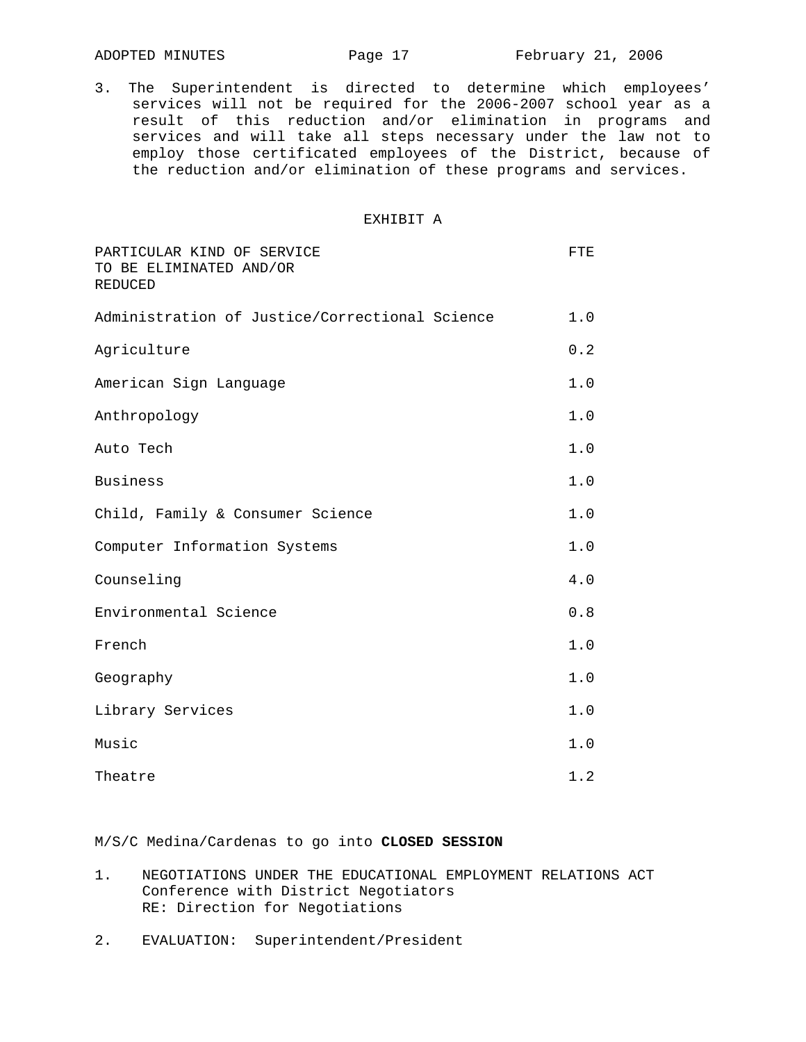3. The Superintendent is directed to determine which employees' services will not be required for the 2006-2007 school year as a result of this reduction and/or elimination in programs and services and will take all steps necessary under the law not to employ those certificated employees of the District, because of the reduction and/or elimination of these programs and services.

EXHIBIT A

| PARTICULAR KIND OF SERVICE TO BE ELIMINATED AND/OR REDUCED | FTE |
|---|---|
| Administration of Justice/Correctional Science | 1.0 |
| Agriculture | 0.2 |
| American Sign Language | 1.0 |
| Anthropology | 1.0 |
| Auto Tech | 1.0 |
| Business | 1.0 |
| Child, Family & Consumer Science | 1.0 |
| Computer Information Systems | 1.0 |
| Counseling | 4.0 |
| Environmental Science | 0.8 |
| French | 1.0 |
| Geography | 1.0 |
| Library Services | 1.0 |
| Music | 1.0 |
| Theatre | 1.2 |

M/S/C Medina/Cardenas to go into **CLOSED SESSION**

1. NEGOTIATIONS UNDER THE EDUCATIONAL EMPLOYMENT RELATIONS ACT
   Conference with District Negotiators
   RE: Direction for Negotiations

2. EVALUATION: Superintendent/President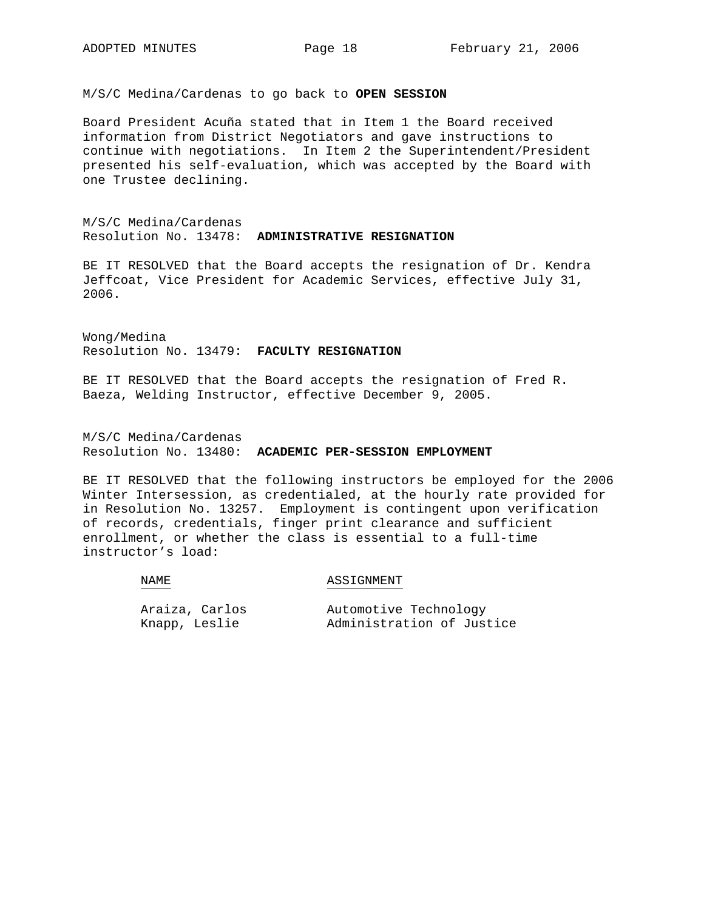M/S/C Medina/Cardenas to go back to **OPEN SESSION**

Board President Acuña stated that in Item 1 the Board received information from District Negotiators and gave instructions to continue with negotiations. In Item 2 the Superintendent/President presented his self-evaluation, which was accepted by the Board with one Trustee declining.

M/S/C Medina/Cardenas
Resolution No. 13478: **ADMINISTRATIVE RESIGNATION**

BE IT RESOLVED that the Board accepts the resignation of Dr. Kendra Jeffcoat, Vice President for Academic Services, effective July 31, 2006.

Wong/Medina
Resolution No. 13479: **FACULTY RESIGNATION**

BE IT RESOLVED that the Board accepts the resignation of Fred R. Baeza, Welding Instructor, effective December 9, 2005.

M/S/C Medina/Cardenas
Resolution No. 13480: **ACADEMIC PER-SESSION EMPLOYMENT**

BE IT RESOLVED that the following instructors be employed for the 2006 Winter Intersession, as credentialed, at the hourly rate provided for in Resolution No. 13257. Employment is contingent upon verification of records, credentials, finger print clearance and sufficient enrollment, or whether the class is essential to a full-time instructor's load:

| NAME | ASSIGNMENT |
|---|---|
| Araiza, Carlos | Automotive Technology |
| Knapp, Leslie | Administration of Justice |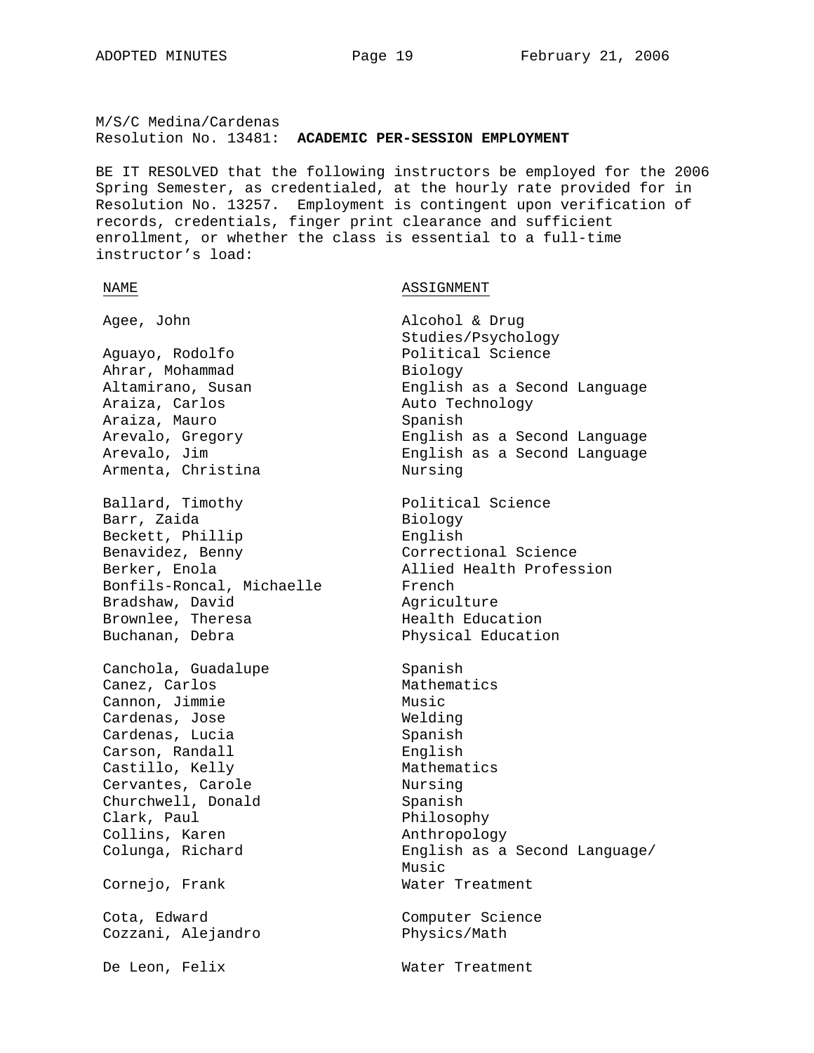M/S/C Medina/Cardenas
Resolution No. 13481: **ACADEMIC PER-SESSION EMPLOYMENT**

BE IT RESOLVED that the following instructors be employed for the 2006 Spring Semester, as credentialed, at the hourly rate provided for in Resolution No. 13257. Employment is contingent upon verification of records, credentials, finger print clearance and sufficient enrollment, or whether the class is essential to a full-time instructor's load:

| NAME | ASSIGNMENT |
|---|---|
| Agee, John | Alcohol & Drug Studies/Psychology |
| Aguayo, Rodolfo | Political Science |
| Ahrar, Mohammad | Biology |
| Altamirano, Susan | English as a Second Language |
| Araiza, Carlos | Auto Technology |
| Araiza, Mauro | Spanish |
| Arevalo, Gregory | English as a Second Language |
| Arevalo, Jim | English as a Second Language |
| Armenta, Christina | Nursing |
| Ballard, Timothy | Political Science |
| Barr, Zaida | Biology |
| Beckett, Phillip | English |
| Benavidez, Benny | Correctional Science |
| Berker, Enola | Allied Health Profession |
| Bonfils-Roncal, Michaelle | French |
| Bradshaw, David | Agriculture |
| Brownlee, Theresa | Health Education |
| Buchanan, Debra | Physical Education |
| Canchola, Guadalupe | Spanish |
| Canez, Carlos | Mathematics |
| Cannon, Jimmie | Music |
| Cardenas, Jose | Welding |
| Cardenas, Lucia | Spanish |
| Carson, Randall | English |
| Castillo, Kelly | Mathematics |
| Cervantes, Carole | Nursing |
| Churchwell, Donald | Spanish |
| Clark, Paul | Philosophy |
| Collins, Karen | Anthropology |
| Colunga, Richard | English as a Second Language/ Music |
| Cornejo, Frank | Water Treatment |
| Cota, Edward | Computer Science |
| Cozzani, Alejandro | Physics/Math |
| De Leon, Felix | Water Treatment |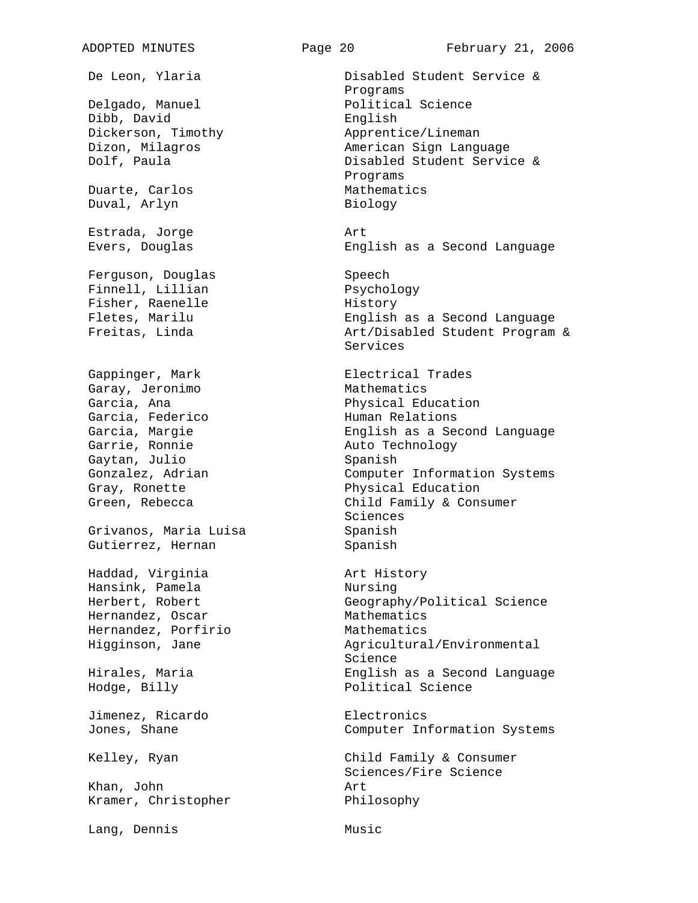| | |
|---|---|
| De Leon, Ylaria | Disabled Student Service & Programs |
| Delgado, Manuel | Political Science |
| Dibb, David | English |
| Dickerson, Timothy | Apprentice/Lineman |
| Dizon, Milagros | American Sign Language |
| Dolf, Paula | Disabled Student Service & Programs |
| Duarte, Carlos | Mathematics |
| Duval, Arlyn | Biology |
| Estrada, Jorge | Art |
| Evers, Douglas | English as a Second Language |
| Ferguson, Douglas | Speech |
| Finnell, Lillian | Psychology |
| Fisher, Raenelle | History |
| Fletes, Marilu | English as a Second Language |
| Freitas, Linda | Art/Disabled Student Program & Services |
| Gappinger, Mark | Electrical Trades |
| Garay, Jeronimo | Mathematics |
| Garcia, Ana | Physical Education |
| Garcia, Federico | Human Relations |
| Garcia, Margie | English as a Second Language |
| Garrie, Ronnie | Auto Technology |
| Gaytan, Julio | Spanish |
| Gonzalez, Adrian | Computer Information Systems |
| Gray, Ronette | Physical Education |
| Green, Rebecca | Child Family & Consumer Sciences |
| Grivanos, Maria Luisa | Spanish |
| Gutierrez, Hernan | Spanish |
| Haddad, Virginia | Art History |
| Hansink, Pamela | Nursing |
| Herbert, Robert | Geography/Political Science |
| Hernandez, Oscar | Mathematics |
| Hernandez, Porfirio | Mathematics |
| Higginson, Jane | Agricultural/Environmental Science |
| Hirales, Maria | English as a Second Language |
| Hodge, Billy | Political Science |
| Jimenez, Ricardo | Electronics |
| Jones, Shane | Computer Information Systems |
| Kelley, Ryan | Child Family & Consumer Sciences/Fire Science |
| Khan, John | Art |
| Kramer, Christopher | Philosophy |
| Lang, Dennis | Music |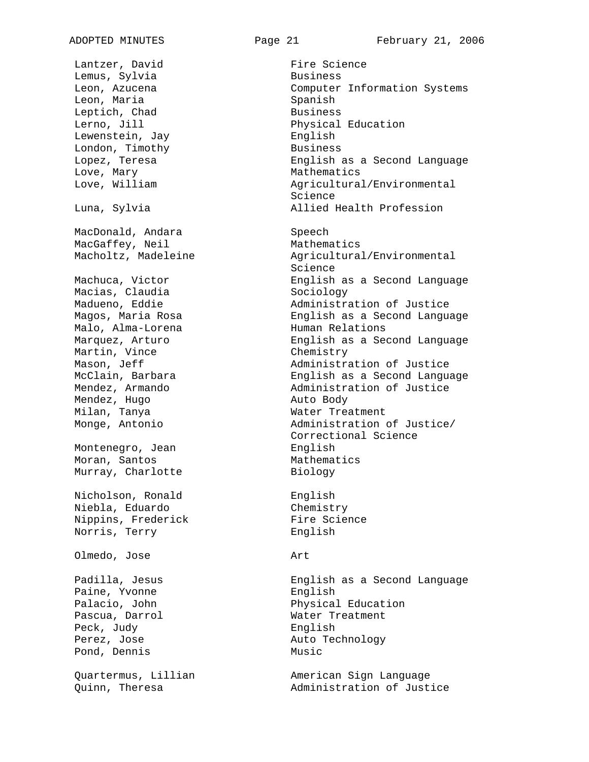| Name | Subject |
|---|---|
| Lantzer, David | Fire Science |
| Lemus, Sylvia | Business |
| Leon, Azucena | Computer Information Systems |
| Leon, Maria | Spanish |
| Leptich, Chad | Business |
| Lerno, Jill | Physical Education |
| Lewenstein, Jay | English |
| London, Timothy | Business |
| Lopez, Teresa | English as a Second Language |
| Love, Mary | Mathematics |
| Love, William | Agricultural/Environmental Science |
| Luna, Sylvia | Allied Health Profession |
| | |
| MacDonald, Andara | Speech |
| MacGaffey, Neil | Mathematics |
| Macholtz, Madeleine | Agricultural/Environmental Science |
| Machuca, Victor | English as a Second Language |
| Macias, Claudia | Sociology |
| Madueno, Eddie | Administration of Justice |
| Magos, Maria Rosa | English as a Second Language |
| Malo, Alma-Lorena | Human Relations |
| Marquez, Arturo | English as a Second Language |
| Martin, Vince | Chemistry |
| Mason, Jeff | Administration of Justice |
| McClain, Barbara | English as a Second Language |
| Mendez, Armando | Administration of Justice |
| Mendez, Hugo | Auto Body |
| Milan, Tanya | Water Treatment |
| Monge, Antonio | Administration of Justice/ Correctional Science |
| Montenegro, Jean | English |
| Moran, Santos | Mathematics |
| Murray, Charlotte | Biology |
| | |
| Nicholson, Ronald | English |
| Niebla, Eduardo | Chemistry |
| Nippins, Frederick | Fire Science |
| Norris, Terry | English |
| | |
| Olmedo, Jose | Art |
| | |
| Padilla, Jesus | English as a Second Language |
| Paine, Yvonne | English |
| Palacio, John | Physical Education |
| Pascua, Darrol | Water Treatment |
| Peck, Judy | English |
| Perez, Jose | Auto Technology |
| Pond, Dennis | Music |
| | |
| Quartermus, Lillian | American Sign Language |
| Quinn, Theresa | Administration of Justice |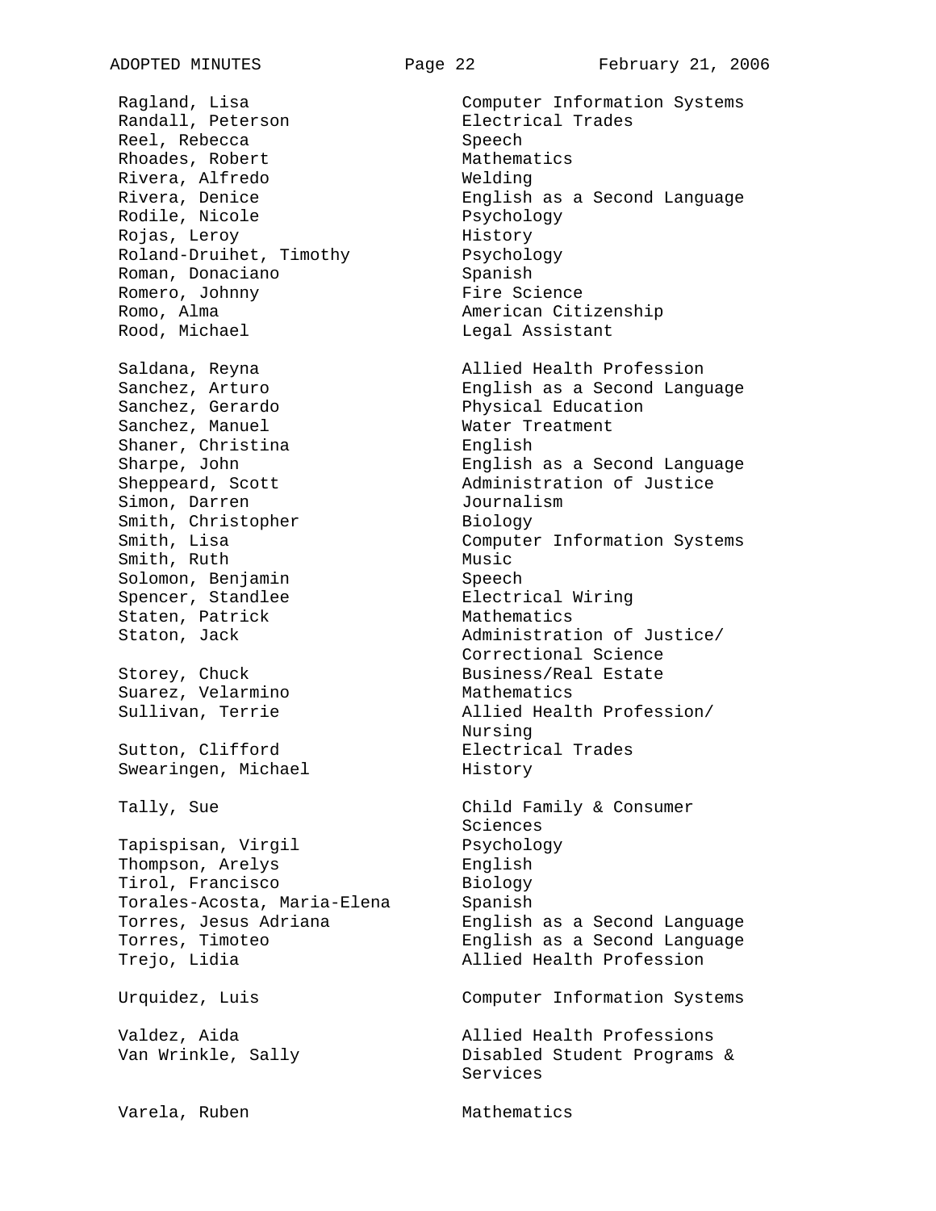| | |
|---|---|
| Ragland, Lisa | Computer Information Systems |
| Randall, Peterson | Electrical Trades |
| Reel, Rebecca | Speech |
| Rhoades, Robert | Mathematics |
| Rivera, Alfredo | Welding |
| Rivera, Denice | English as a Second Language |
| Rodile, Nicole | Psychology |
| Rojas, Leroy | History |
| Roland-Druihet, Timothy | Psychology |
| Roman, Donaciano | Spanish |
| Romero, Johnny | Fire Science |
| Romo, Alma | American Citizenship |
| Rood, Michael | Legal Assistant |
| | |
| Saldana, Reyna | Allied Health Profession |
| Sanchez, Arturo | English as a Second Language |
| Sanchez, Gerardo | Physical Education |
| Sanchez, Manuel | Water Treatment |
| Shaner, Christina | English |
| Sharpe, John | English as a Second Language |
| Sheppeard, Scott | Administration of Justice |
| Simon, Darren | Journalism |
| Smith, Christopher | Biology |
| Smith, Lisa | Computer Information Systems |
| Smith, Ruth | Music |
| Solomon, Benjamin | Speech |
| Spencer, Standlee | Electrical Wiring |
| Staten, Patrick | Mathematics |
| Staton, Jack | Administration of Justice/ Correctional Science |
| Storey, Chuck | Business/Real Estate |
| Suarez, Velarmino | Mathematics |
| Sullivan, Terrie | Allied Health Profession/ Nursing |
| Sutton, Clifford | Electrical Trades |
| Swearingen, Michael | History |
| | |
| Tally, Sue | Child Family & Consumer Sciences |
| Tapispisan, Virgil | Psychology |
| Thompson, Arelys | English |
| Tirol, Francisco | Biology |
| Torales-Acosta, Maria-Elena | Spanish |
| Torres, Jesus Adriana | English as a Second Language |
| Torres, Timoteo | English as a Second Language |
| Trejo, Lidia | Allied Health Profession |
| | |
| Urquidez, Luis | Computer Information Systems |
| | |
| Valdez, Aida | Allied Health Professions |
| Van Wrinkle, Sally | Disabled Student Programs & Services |
| | |
| Varela, Ruben | Mathematics |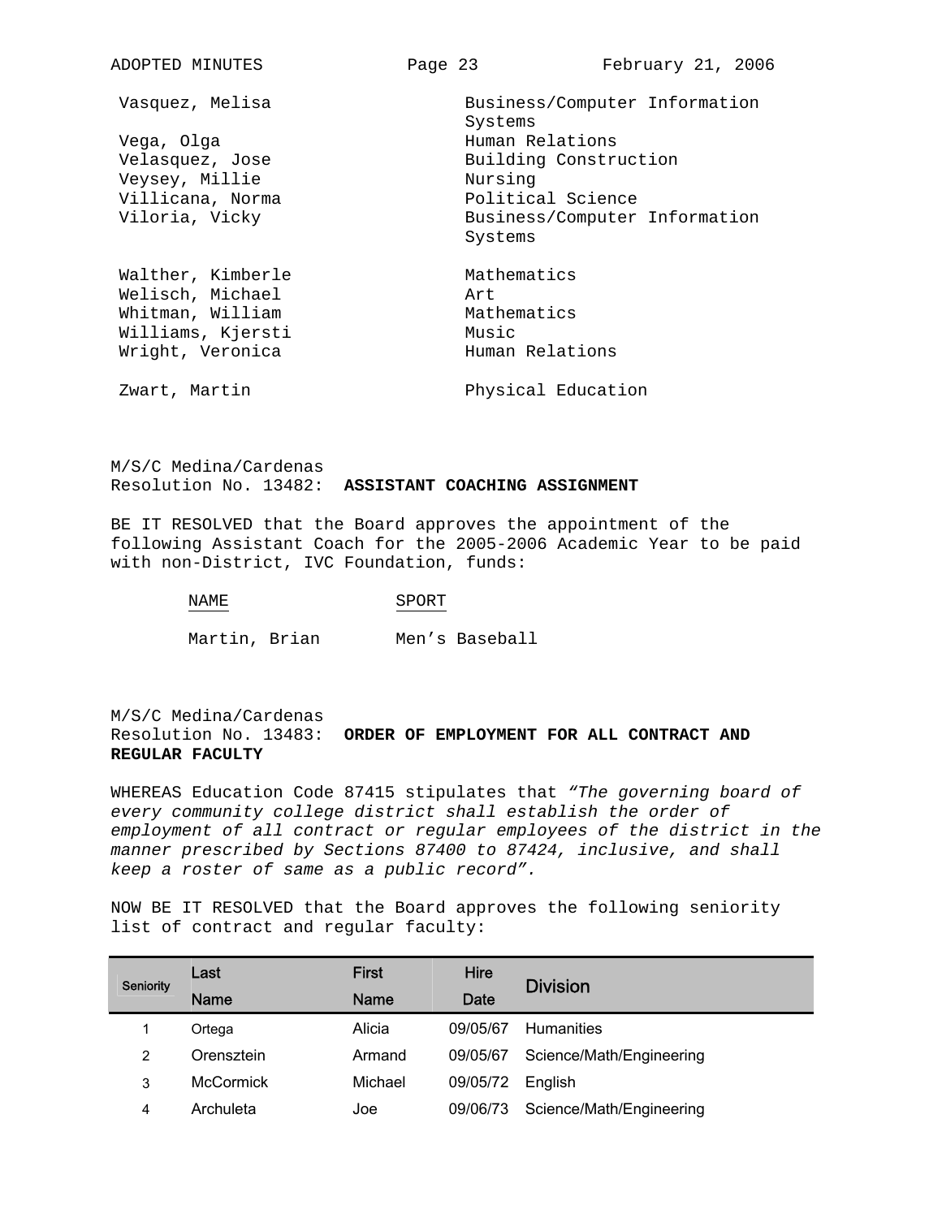| | |
|---|---|
| Vasquez, Melisa | Business/Computer Information Systems |
| Vega, Olga | Human Relations |
| Velasquez, Jose | Building Construction |
| Veysey, Millie | Nursing |
| Villicana, Norma | Political Science |
| Viloria, Vicky | Business/Computer Information Systems |
| Walther, Kimberle | Mathematics |
| Welisch, Michael | Art |
| Whitman, William | Mathematics |
| Williams, Kjersti | Music |
| Wright, Veronica | Human Relations |
| Zwart, Martin | Physical Education |

M/S/C Medina/Cardenas
Resolution No. 13482: **ASSISTANT COACHING ASSIGNMENT**

BE IT RESOLVED that the Board approves the appointment of the following Assistant Coach for the 2005-2006 Academic Year to be paid with non-District, IVC Foundation, funds:

| NAME | SPORT |
|---|---|
| Martin, Brian | Men's Baseball |

M/S/C Medina/Cardenas
Resolution No. 13483: **ORDER OF EMPLOYMENT FOR ALL CONTRACT AND REGULAR FACULTY**

WHEREAS Education Code 87415 stipulates that *"The governing board of every community college district shall establish the order of employment of all contract or regular employees of the district in the manner prescribed by Sections 87400 to 87424, inclusive, and shall keep a roster of same as a public record".*

NOW BE IT RESOLVED that the Board approves the following seniority list of contract and regular faculty:

| Seniority | Last Name | First Name | Hire Date | Division |
|---|---|---|---|---|
| 1 | Ortega | Alicia | 09/05/67 | Humanities |
| 2 | Orensztein | Armand | 09/05/67 | Science/Math/Engineering |
| 3 | McCormick | Michael | 09/05/72 | English |
| 4 | Archuleta | Joe | 09/06/73 | Science/Math/Engineering |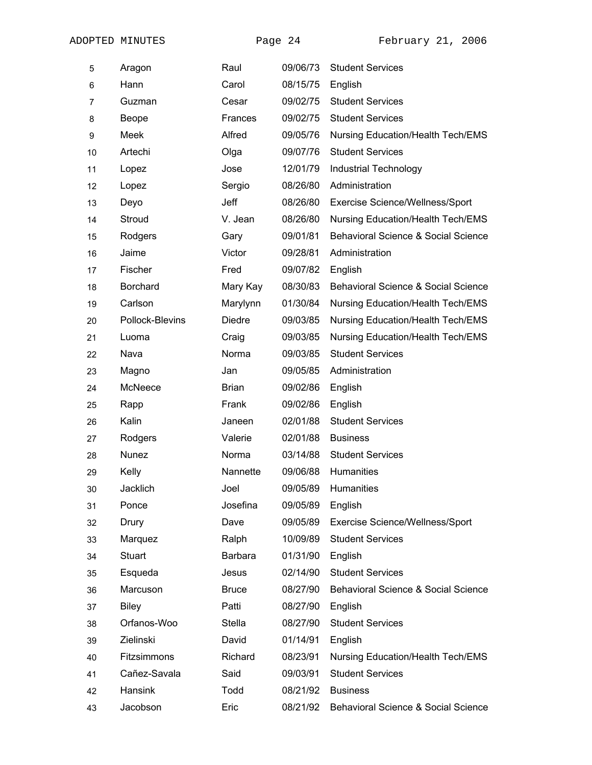| | | | | |
|---|---|---|---|---|
| 5 | Aragon | Raul | 09/06/73 | Student Services |
| 6 | Hann | Carol | 08/15/75 | English |
| 7 | Guzman | Cesar | 09/02/75 | Student Services |
| 8 | Beope | Frances | 09/02/75 | Student Services |
| 9 | Meek | Alfred | 09/05/76 | Nursing Education/Health Tech/EMS |
| 10 | Artechi | Olga | 09/07/76 | Student Services |
| 11 | Lopez | Jose | 12/01/79 | Industrial Technology |
| 12 | Lopez | Sergio | 08/26/80 | Administration |
| 13 | Deyo | Jeff | 08/26/80 | Exercise Science/Wellness/Sport |
| 14 | Stroud | V. Jean | 08/26/80 | Nursing Education/Health Tech/EMS |
| 15 | Rodgers | Gary | 09/01/81 | Behavioral Science & Social Science |
| 16 | Jaime | Victor | 09/28/81 | Administration |
| 17 | Fischer | Fred | 09/07/82 | English |
| 18 | Borchard | Mary Kay | 08/30/83 | Behavioral Science & Social Science |
| 19 | Carlson | Marylynn | 01/30/84 | Nursing Education/Health Tech/EMS |
| 20 | Pollock-Blevins | Diedre | 09/03/85 | Nursing Education/Health Tech/EMS |
| 21 | Luoma | Craig | 09/03/85 | Nursing Education/Health Tech/EMS |
| 22 | Nava | Norma | 09/03/85 | Student Services |
| 23 | Magno | Jan | 09/05/85 | Administration |
| 24 | McNeece | Brian | 09/02/86 | English |
| 25 | Rapp | Frank | 09/02/86 | English |
| 26 | Kalin | Janeen | 02/01/88 | Student Services |
| 27 | Rodgers | Valerie | 02/01/88 | Business |
| 28 | Nunez | Norma | 03/14/88 | Student Services |
| 29 | Kelly | Nannette | 09/06/88 | Humanities |
| 30 | Jacklich | Joel | 09/05/89 | Humanities |
| 31 | Ponce | Josefina | 09/05/89 | English |
| 32 | Drury | Dave | 09/05/89 | Exercise Science/Wellness/Sport |
| 33 | Marquez | Ralph | 10/09/89 | Student Services |
| 34 | Stuart | Barbara | 01/31/90 | English |
| 35 | Esqueda | Jesus | 02/14/90 | Student Services |
| 36 | Marcuson | Bruce | 08/27/90 | Behavioral Science & Social Science |
| 37 | Biley | Patti | 08/27/90 | English |
| 38 | Orfanos-Woo | Stella | 08/27/90 | Student Services |
| 39 | Zielinski | David | 01/14/91 | English |
| 40 | Fitzsimmons | Richard | 08/23/91 | Nursing Education/Health Tech/EMS |
| 41 | Cañez-Savala | Said | 09/03/91 | Student Services |
| 42 | Hansink | Todd | 08/21/92 | Business |
| 43 | Jacobson | Eric | 08/21/92 | Behavioral Science & Social Science |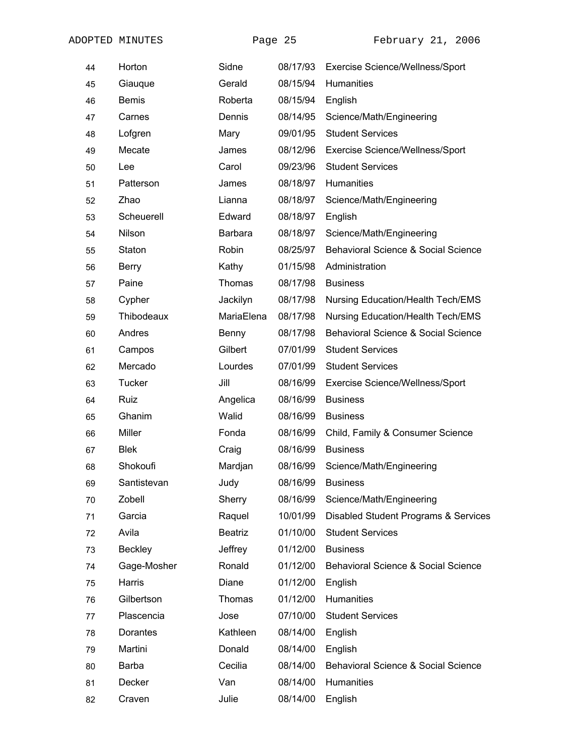| | | | | |
|---|---|---|---|---|
| 44 | Horton | Sidne | 08/17/93 | Exercise Science/Wellness/Sport |
| 45 | Giauque | Gerald | 08/15/94 | Humanities |
| 46 | Bemis | Roberta | 08/15/94 | English |
| 47 | Carnes | Dennis | 08/14/95 | Science/Math/Engineering |
| 48 | Lofgren | Mary | 09/01/95 | Student Services |
| 49 | Mecate | James | 08/12/96 | Exercise Science/Wellness/Sport |
| 50 | Lee | Carol | 09/23/96 | Student Services |
| 51 | Patterson | James | 08/18/97 | Humanities |
| 52 | Zhao | Lianna | 08/18/97 | Science/Math/Engineering |
| 53 | Scheuerell | Edward | 08/18/97 | English |
| 54 | Nilson | Barbara | 08/18/97 | Science/Math/Engineering |
| 55 | Staton | Robin | 08/25/97 | Behavioral Science & Social Science |
| 56 | Berry | Kathy | 01/15/98 | Administration |
| 57 | Paine | Thomas | 08/17/98 | Business |
| 58 | Cypher | Jackilyn | 08/17/98 | Nursing Education/Health Tech/EMS |
| 59 | Thibodeaux | MariaElena | 08/17/98 | Nursing Education/Health Tech/EMS |
| 60 | Andres | Benny | 08/17/98 | Behavioral Science & Social Science |
| 61 | Campos | Gilbert | 07/01/99 | Student Services |
| 62 | Mercado | Lourdes | 07/01/99 | Student Services |
| 63 | Tucker | Jill | 08/16/99 | Exercise Science/Wellness/Sport |
| 64 | Ruiz | Angelica | 08/16/99 | Business |
| 65 | Ghanim | Walid | 08/16/99 | Business |
| 66 | Miller | Fonda | 08/16/99 | Child, Family & Consumer Science |
| 67 | Blek | Craig | 08/16/99 | Business |
| 68 | Shokoufi | Mardjan | 08/16/99 | Science/Math/Engineering |
| 69 | Santistevan | Judy | 08/16/99 | Business |
| 70 | Zobell | Sherry | 08/16/99 | Science/Math/Engineering |
| 71 | Garcia | Raquel | 10/01/99 | Disabled Student Programs & Services |
| 72 | Avila | Beatriz | 01/10/00 | Student Services |
| 73 | Beckley | Jeffrey | 01/12/00 | Business |
| 74 | Gage-Mosher | Ronald | 01/12/00 | Behavioral Science & Social Science |
| 75 | Harris | Diane | 01/12/00 | English |
| 76 | Gilbertson | Thomas | 01/12/00 | Humanities |
| 77 | Plascencia | Jose | 07/10/00 | Student Services |
| 78 | Dorantes | Kathleen | 08/14/00 | English |
| 79 | Martini | Donald | 08/14/00 | English |
| 80 | Barba | Cecilia | 08/14/00 | Behavioral Science & Social Science |
| 81 | Decker | Van | 08/14/00 | Humanities |
| 82 | Craven | Julie | 08/14/00 | English |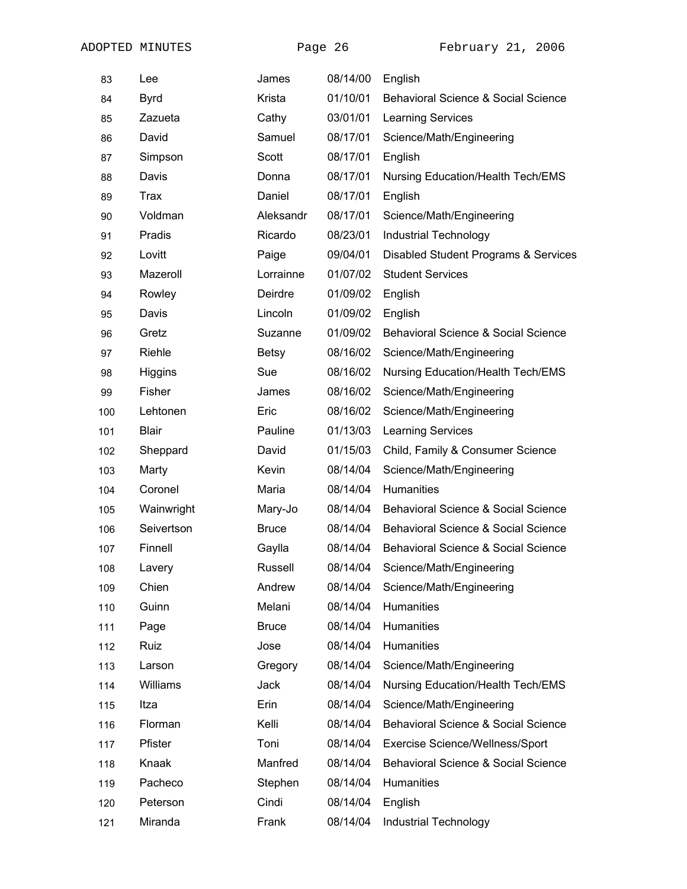| | | | | |
|---|---|---|---|---|
| 83 | Lee | James | 08/14/00 | English |
| 84 | Byrd | Krista | 01/10/01 | Behavioral Science & Social Science |
| 85 | Zazueta | Cathy | 03/01/01 | Learning Services |
| 86 | David | Samuel | 08/17/01 | Science/Math/Engineering |
| 87 | Simpson | Scott | 08/17/01 | English |
| 88 | Davis | Donna | 08/17/01 | Nursing Education/Health Tech/EMS |
| 89 | Trax | Daniel | 08/17/01 | English |
| 90 | Voldman | Aleksandr | 08/17/01 | Science/Math/Engineering |
| 91 | Pradis | Ricardo | 08/23/01 | Industrial Technology |
| 92 | Lovitt | Paige | 09/04/01 | Disabled Student Programs & Services |
| 93 | Mazeroll | Lorrainne | 01/07/02 | Student Services |
| 94 | Rowley | Deirdre | 01/09/02 | English |
| 95 | Davis | Lincoln | 01/09/02 | English |
| 96 | Gretz | Suzanne | 01/09/02 | Behavioral Science & Social Science |
| 97 | Riehle | Betsy | 08/16/02 | Science/Math/Engineering |
| 98 | Higgins | Sue | 08/16/02 | Nursing Education/Health Tech/EMS |
| 99 | Fisher | James | 08/16/02 | Science/Math/Engineering |
| 100 | Lehtonen | Eric | 08/16/02 | Science/Math/Engineering |
| 101 | Blair | Pauline | 01/13/03 | Learning Services |
| 102 | Sheppard | David | 01/15/03 | Child, Family & Consumer Science |
| 103 | Marty | Kevin | 08/14/04 | Science/Math/Engineering |
| 104 | Coronel | Maria | 08/14/04 | Humanities |
| 105 | Wainwright | Mary-Jo | 08/14/04 | Behavioral Science & Social Science |
| 106 | Seivertson | Bruce | 08/14/04 | Behavioral Science & Social Science |
| 107 | Finnell | Gaylla | 08/14/04 | Behavioral Science & Social Science |
| 108 | Lavery | Russell | 08/14/04 | Science/Math/Engineering |
| 109 | Chien | Andrew | 08/14/04 | Science/Math/Engineering |
| 110 | Guinn | Melani | 08/14/04 | Humanities |
| 111 | Page | Bruce | 08/14/04 | Humanities |
| 112 | Ruiz | Jose | 08/14/04 | Humanities |
| 113 | Larson | Gregory | 08/14/04 | Science/Math/Engineering |
| 114 | Williams | Jack | 08/14/04 | Nursing Education/Health Tech/EMS |
| 115 | Itza | Erin | 08/14/04 | Science/Math/Engineering |
| 116 | Florman | Kelli | 08/14/04 | Behavioral Science & Social Science |
| 117 | Pfister | Toni | 08/14/04 | Exercise Science/Wellness/Sport |
| 118 | Knaak | Manfred | 08/14/04 | Behavioral Science & Social Science |
| 119 | Pacheco | Stephen | 08/14/04 | Humanities |
| 120 | Peterson | Cindi | 08/14/04 | English |
| 121 | Miranda | Frank | 08/14/04 | Industrial Technology |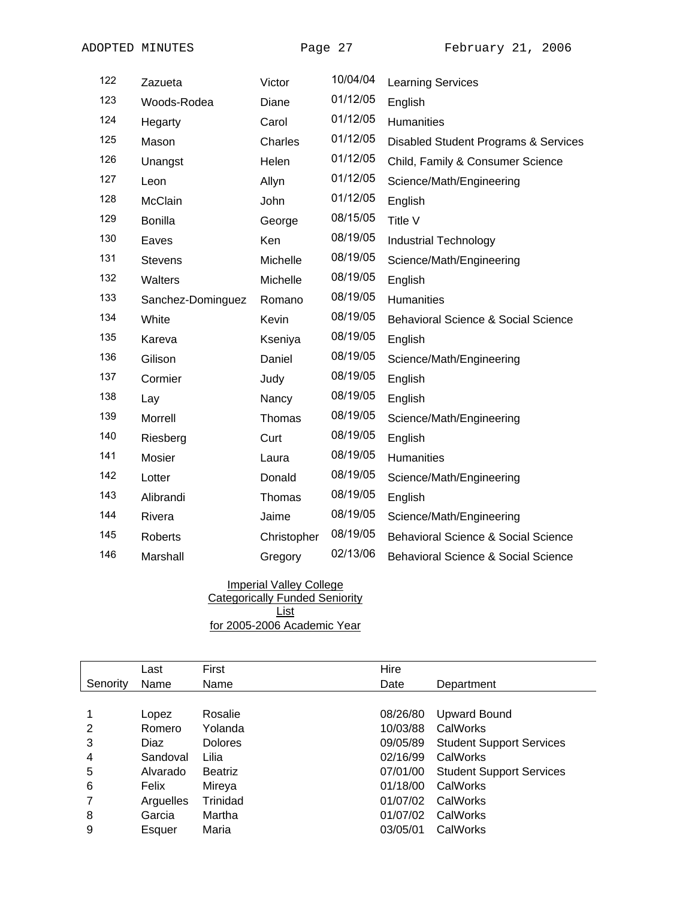| | | | | |
|---|---|---|---|---|
| 122 | Zazueta | Victor | 10/04/04 | Learning Services |
| 123 | Woods-Rodea | Diane | 01/12/05 | English |
| 124 | Hegarty | Carol | 01/12/05 | Humanities |
| 125 | Mason | Charles | 01/12/05 | Disabled Student Programs & Services |
| 126 | Unangst | Helen | 01/12/05 | Child, Family & Consumer Science |
| 127 | Leon | Allyn | 01/12/05 | Science/Math/Engineering |
| 128 | McClain | John | 01/12/05 | English |
| 129 | Bonilla | George | 08/15/05 | Title V |
| 130 | Eaves | Ken | 08/19/05 | Industrial Technology |
| 131 | Stevens | Michelle | 08/19/05 | Science/Math/Engineering |
| 132 | Walters | Michelle | 08/19/05 | English |
| 133 | Sanchez-Dominguez | Romano | 08/19/05 | Humanities |
| 134 | White | Kevin | 08/19/05 | Behavioral Science & Social Science |
| 135 | Kareva | Kseniya | 08/19/05 | English |
| 136 | Gilison | Daniel | 08/19/05 | Science/Math/Engineering |
| 137 | Cormier | Judy | 08/19/05 | English |
| 138 | Lay | Nancy | 08/19/05 | English |
| 139 | Morrell | Thomas | 08/19/05 | Science/Math/Engineering |
| 140 | Riesberg | Curt | 08/19/05 | English |
| 141 | Mosier | Laura | 08/19/05 | Humanities |
| 142 | Lotter | Donald | 08/19/05 | Science/Math/Engineering |
| 143 | Alibrandi | Thomas | 08/19/05 | English |
| 144 | Rivera | Jaime | 08/19/05 | Science/Math/Engineering |
| 145 | Roberts | Christopher | 08/19/05 | Behavioral Science & Social Science |
| 146 | Marshall | Gregory | 02/13/06 | Behavioral Science & Social Science |

Imperial Valley College
Categorically Funded Seniority List
for 2005-2006 Academic Year

| Senority | Last Name | First Name | Hire Date | Department |
|---|---|---|---|---|
| 1 | Lopez | Rosalie | 08/26/80 | Upward Bound |
| 2 | Romero | Yolanda | 10/03/88 | CalWorks |
| 3 | Diaz | Dolores | 09/05/89 | Student Support Services |
| 4 | Sandoval | Lilia | 02/16/99 | CalWorks |
| 5 | Alvarado | Beatriz | 07/01/00 | Student Support Services |
| 6 | Felix | Mireya | 01/18/00 | CalWorks |
| 7 | Arguelles | Trinidad | 01/07/02 | CalWorks |
| 8 | Garcia | Martha | 01/07/02 | CalWorks |
| 9 | Esquer | Maria | 03/05/01 | CalWorks |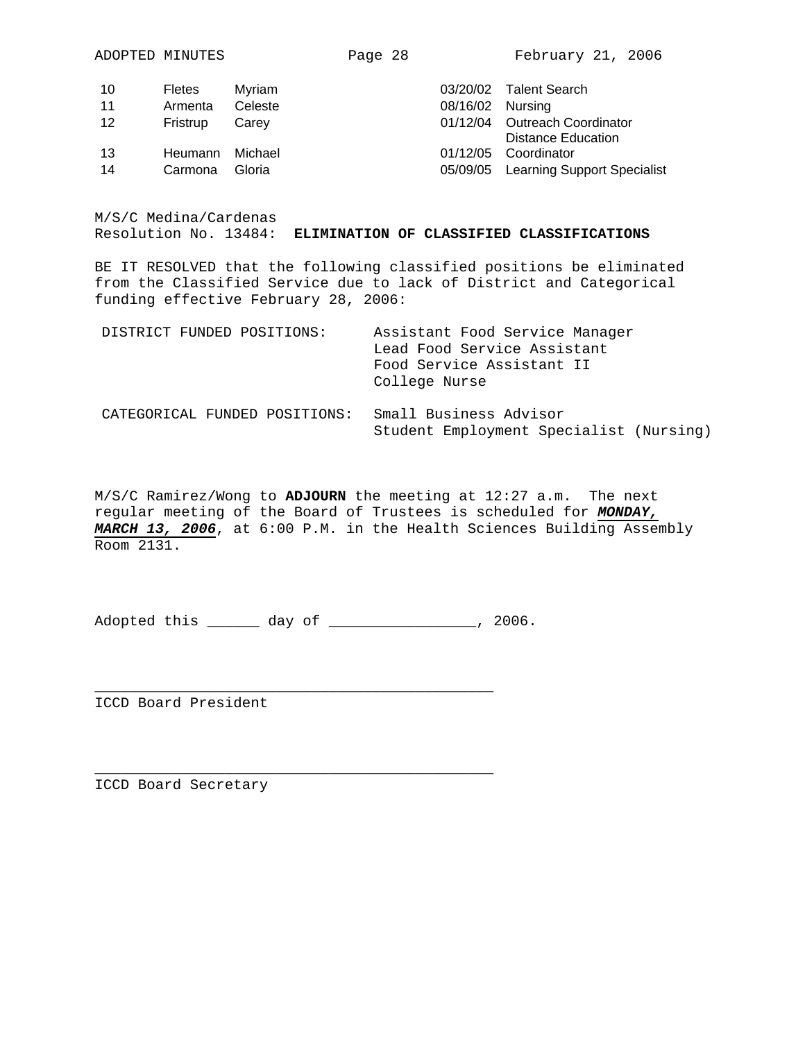| | | | | |
|---|---|---|---|---|
| 10 | Fletes | Myriam | 03/20/02 | Talent Search |
| 11 | Armenta | Celeste | 08/16/02 | Nursing |
| 12 | Fristrup | Carey | 01/12/04 | Outreach Coordinator |
| 13 | Heumann | Michael | 01/12/05 | Distance Education Coordinator |
| 14 | Carmona | Gloria | 05/09/05 | Learning Support Specialist |

M/S/C Medina/Cardenas
Resolution No. 13484: **ELIMINATION OF CLASSIFIED CLASSIFICATIONS**

BE IT RESOLVED that the following classified positions be eliminated from the Classified Service due to lack of District and Categorical funding effective February 28, 2006:

| | |
|---|---|
| DISTRICT FUNDED POSITIONS: | Assistant Food Service Manager<br>Lead Food Service Assistant<br>Food Service Assistant II<br>College Nurse |
| CATEGORICAL FUNDED POSITIONS: | Small Business Advisor<br>Student Employment Specialist (Nursing) |

M/S/C Ramirez/Wong to **ADJOURN** the meeting at 12:27 a.m. The next regular meeting of the Board of Trustees is scheduled for ***MONDAY, MARCH 13, 2006***, at 6:00 P.M. in the Health Sciences Building Assembly Room 2131.

Adopted this ______ day of ________________, 2006.

_______________________________________________
ICCD Board President

_______________________________________________
ICCD Board Secretary